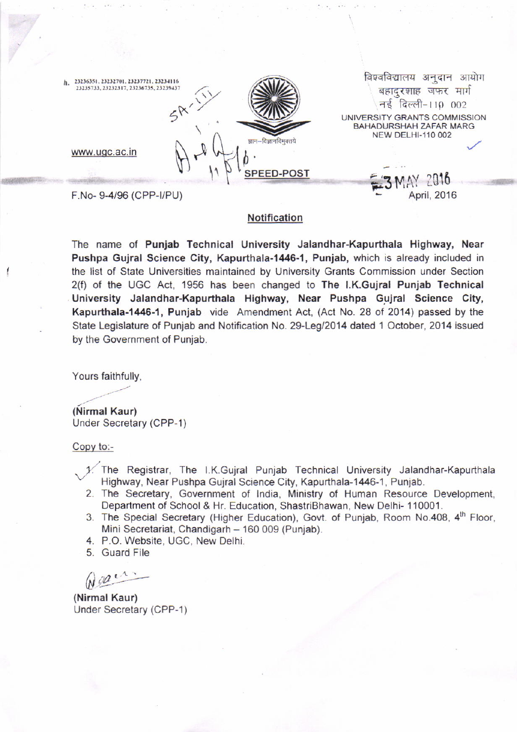Ph. 23236351, 23232701, 23237721, 23234116
23235733, 23232317, 23236735, 23239437

www.ugc.ac.in

ज्ञान–विज्ञानविमुक्तये

विश्वविद्यालय अनुदान आयोग
बहादुरशाह जफर मार्ग
नई दिल्ली-110 002

UNIVERSITY GRANTS COMMISSION
BAHADURSHAH ZAFAR MARG
NEW DELHI-110 002

**SPEED-POST**

F.No- 9-4/96 (CPP-I/PU)

3 MAY 2016
April, 2016

## Notification

The name of **Punjab Technical University Jalandhar-Kapurthala Highway, Near Pushpa Gujral Science City, Kapurthala-1446-1, Punjab,** which is already included in the list of State Universities maintained by University Grants Commission under Section 2(f) of the UGC Act, 1956 has been changed to **The I.K.Gujral Punjab Technical University Jalandhar-Kapurthala Highway, Near Pushpa Gujral Science City, Kapurthala-1446-1, Punjab** vide Amendment Act, (Act No. 28 of 2014) passed by the State Legislature of Punjab and Notification No. 29-Leg/2014 dated 1 October, 2014 issued by the Government of Punjab.

Yours faithfully,

**(Nirmal Kaur)**
Under Secretary (CPP-1)

Copy to:-

1. The Registrar, The I.K.Gujral Punjab Technical University Jalandhar-Kapurthala Highway, Near Pushpa Gujral Science City, Kapurthala-1446-1, Punjab.
2. The Secretary, Government of India, Ministry of Human Resource Development, Department of School & Hr. Education, ShastriBhawan, New Delhi- 110001.
3. The Special Secretary (Higher Education), Govt. of Punjab, Room No.408, 4th Floor, Mini Secretariat, Chandigarh – 160 009 (Punjab).
4. P.O. Website, UGC, New Delhi.
5. Guard File

**(Nirmal Kaur)**
Under Secretary (CPP-1)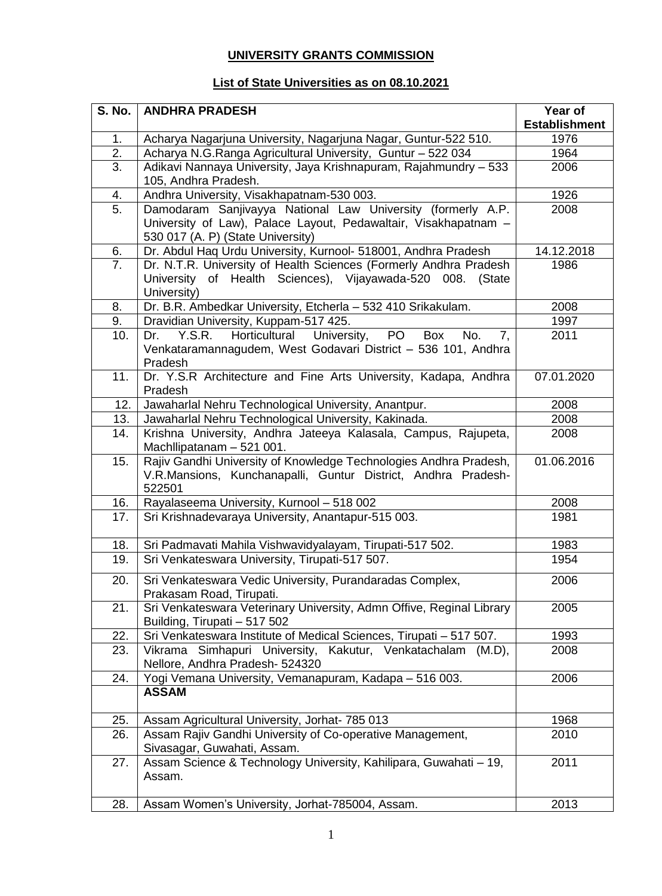**UNIVERSITY GRANTS COMMISSION**

**List of State Universities as on 08.10.2021**

| S. No. | ANDHRA PRADESH | Year of Establishment |
|---|---|---|
| 1. | Acharya Nagarjuna University, Nagarjuna Nagar, Guntur-522 510. | 1976 |
| 2. | Acharya N.G.Ranga Agricultural University, Guntur – 522 034 | 1964 |
| 3. | Adikavi Nannaya University, Jaya Krishnapuram, Rajahmundry – 533 105, Andhra Pradesh. | 2006 |
| 4. | Andhra University, Visakhapatnam-530 003. | 1926 |
| 5. | Damodaram Sanjivayya National Law University (formerly A.P. University of Law), Palace Layout, Pedawaltair, Visakhapatnam – 530 017 (A. P) (State University) | 2008 |
| 6. | Dr. Abdul Haq Urdu University, Kurnool- 518001, Andhra Pradesh | 14.12.2018 |
| 7. | Dr. N.T.R. University of Health Sciences (Formerly Andhra Pradesh University of Health Sciences), Vijayawada-520 008. (State University) | 1986 |
| 8. | Dr. B.R. Ambedkar University, Etcherla – 532 410 Srikakulam. | 2008 |
| 9. | Dravidian University, Kuppam-517 425. | 1997 |
| 10. | Dr. Y.S.R. Horticultural University, PO Box No. 7, Venkataramannagudem, West Godavari District – 536 101, Andhra Pradesh | 2011 |
| 11. | Dr. Y.S.R Architecture and Fine Arts University, Kadapa, Andhra Pradesh | 07.01.2020 |
| 12. | Jawaharlal Nehru Technological University, Anantpur. | 2008 |
| 13. | Jawaharlal Nehru Technological University, Kakinada. | 2008 |
| 14. | Krishna University, Andhra Jateeya Kalasala, Campus, Rajupeta, Machllipatanam – 521 001. | 2008 |
| 15. | Rajiv Gandhi University of Knowledge Technologies Andhra Pradesh, V.R.Mansions, Kunchanapalli, Guntur District, Andhra Pradesh-522501 | 01.06.2016 |
| 16. | Rayalaseema University, Kurnool – 518 002 | 2008 |
| 17. | Sri Krishnadevaraya University, Anantapur-515 003. | 1981 |
| 18. | Sri Padmavati Mahila Vishwavidyalayam, Tirupati-517 502. | 1983 |
| 19. | Sri Venkateswara University, Tirupati-517 507. | 1954 |
| 20. | Sri Venkateswara Vedic University, Purandaradas Complex, Prakasam Road, Tirupati. | 2006 |
| 21. | Sri Venkateswara Veterinary University, Admn Offive, Reginal Library Building, Tirupati – 517 502 | 2005 |
| 22. | Sri Venkateswara Institute of Medical Sciences, Tirupati – 517 507. | 1993 |
| 23. | Vikrama Simhapuri University, Kakutur, Venkatachalam (M.D), Nellore, Andhra Pradesh- 524320 | 2008 |
| 24. | Yogi Vemana University, Vemanapuram, Kadapa – 516 003. | 2006 |
| | **ASSAM** | |
| 25. | Assam Agricultural University, Jorhat- 785 013 | 1968 |
| 26. | Assam Rajiv Gandhi University of Co-operative Management, Sivasagar, Guwahati, Assam. | 2010 |
| 27. | Assam Science & Technology University, Kahilipara, Guwahati – 19, Assam. | 2011 |
| 28. | Assam Women's University, Jorhat-785004, Assam. | 2013 |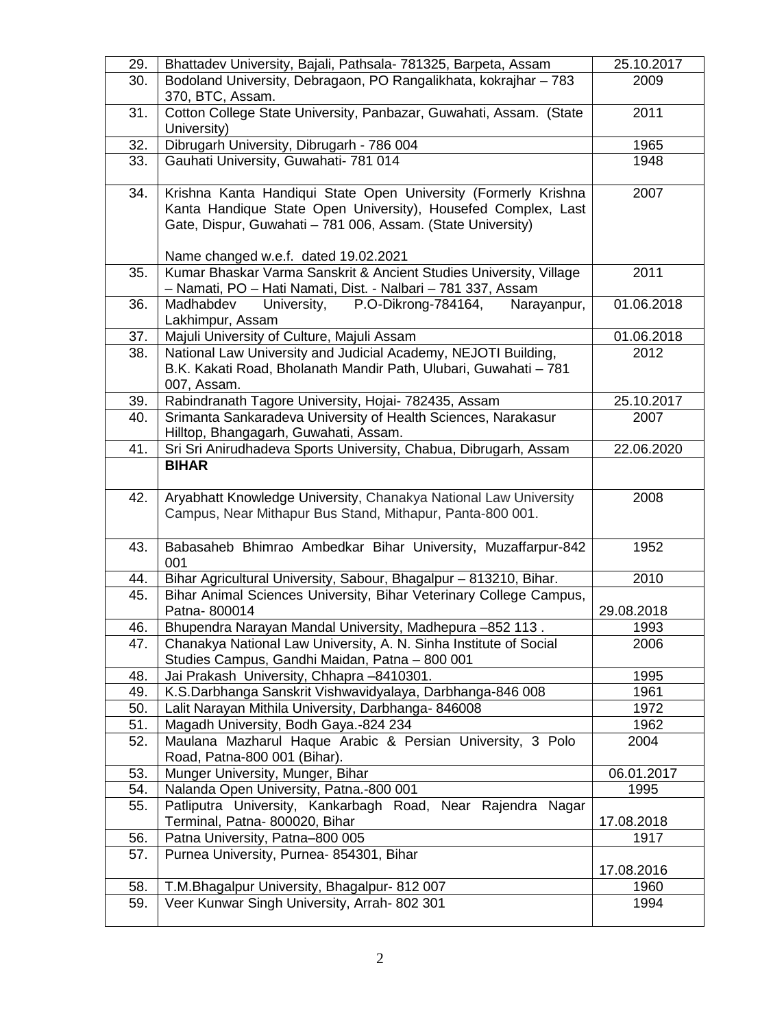| | | |
|---|---|---|
| 29. | Bhattadev University, Bajali, Pathsala- 781325, Barpeta, Assam | 25.10.2017 |
| 30. | Bodoland University, Debragaon, PO Rangalikhata, kokrajhar – 783 370, BTC, Assam. | 2009 |
| 31. | Cotton College State University, Panbazar, Guwahati, Assam. (State University) | 2011 |
| 32. | Dibrugarh University, Dibrugarh - 786 004 | 1965 |
| 33. | Gauhati University, Guwahati- 781 014 | 1948 |
| 34. | Krishna Kanta Handiqui State Open University (Formerly Krishna Kanta Handique State Open University), Housefed Complex, Last Gate, Dispur, Guwahati – 781 006, Assam. (State University)<br><br>Name changed w.e.f. dated 19.02.2021 | 2007 |
| 35. | Kumar Bhaskar Varma Sanskrit & Ancient Studies University, Village – Namati, PO – Hati Namati, Dist. - Nalbari – 781 337, Assam | 2011 |
| 36. | Madhabdev University, P.O-Dikrong-784164, Narayanpur, Lakhimpur, Assam | 01.06.2018 |
| 37. | Majuli University of Culture, Majuli Assam | 01.06.2018 |
| 38. | National Law University and Judicial Academy, NEJOTI Building, B.K. Kakati Road, Bholanath Mandir Path, Ulubari, Guwahati – 781 007, Assam. | 2012 |
| 39. | Rabindranath Tagore University, Hojai- 782435, Assam | 25.10.2017 |
| 40. | Srimanta Sankaradeva University of Health Sciences, Narakasur Hilltop, Bhangagarh, Guwahati, Assam. | 2007 |
| 41. | Sri Sri Anirudhadeva Sports University, Chabua, Dibrugarh, Assam | 22.06.2020 |
| | **BIHAR** | |
| 42. | Aryabhatt Knowledge University, Chanakya National Law University Campus, Near Mithapur Bus Stand, Mithapur, Panta-800 001. | 2008 |
| 43. | Babasaheb Bhimrao Ambedkar Bihar University, Muzaffarpur-842 001 | 1952 |
| 44. | Bihar Agricultural University, Sabour, Bhagalpur – 813210, Bihar. | 2010 |
| 45. | Bihar Animal Sciences University, Bihar Veterinary College Campus, Patna- 800014 | 29.08.2018 |
| 46. | Bhupendra Narayan Mandal University, Madhepura –852 113 . | 1993 |
| 47. | Chanakya National Law University, A. N. Sinha Institute of Social Studies Campus, Gandhi Maidan, Patna – 800 001 | 2006 |
| 48. | Jai Prakash University, Chhapra –8410301. | 1995 |
| 49. | K.S.Darbhanga Sanskrit Vishwavidyalaya, Darbhanga-846 008 | 1961 |
| 50. | Lalit Narayan Mithila University, Darbhanga- 846008 | 1972 |
| 51. | Magadh University, Bodh Gaya.-824 234 | 1962 |
| 52. | Maulana Mazharul Haque Arabic & Persian University, 3 Polo Road, Patna-800 001 (Bihar). | 2004 |
| 53. | Munger University, Munger, Bihar | 06.01.2017 |
| 54. | Nalanda Open University, Patna.-800 001 | 1995 |
| 55. | Patliputra University, Kankarbagh Road, Near Rajendra Nagar Terminal, Patna- 800020, Bihar | 17.08.2018 |
| 56. | Patna University, Patna–800 005 | 1917 |
| 57. | Purnea University, Purnea- 854301, Bihar | 17.08.2016 |
| 58. | T.M.Bhagalpur University, Bhagalpur- 812 007 | 1960 |
| 59. | Veer Kunwar Singh University, Arrah- 802 301 | 1994 |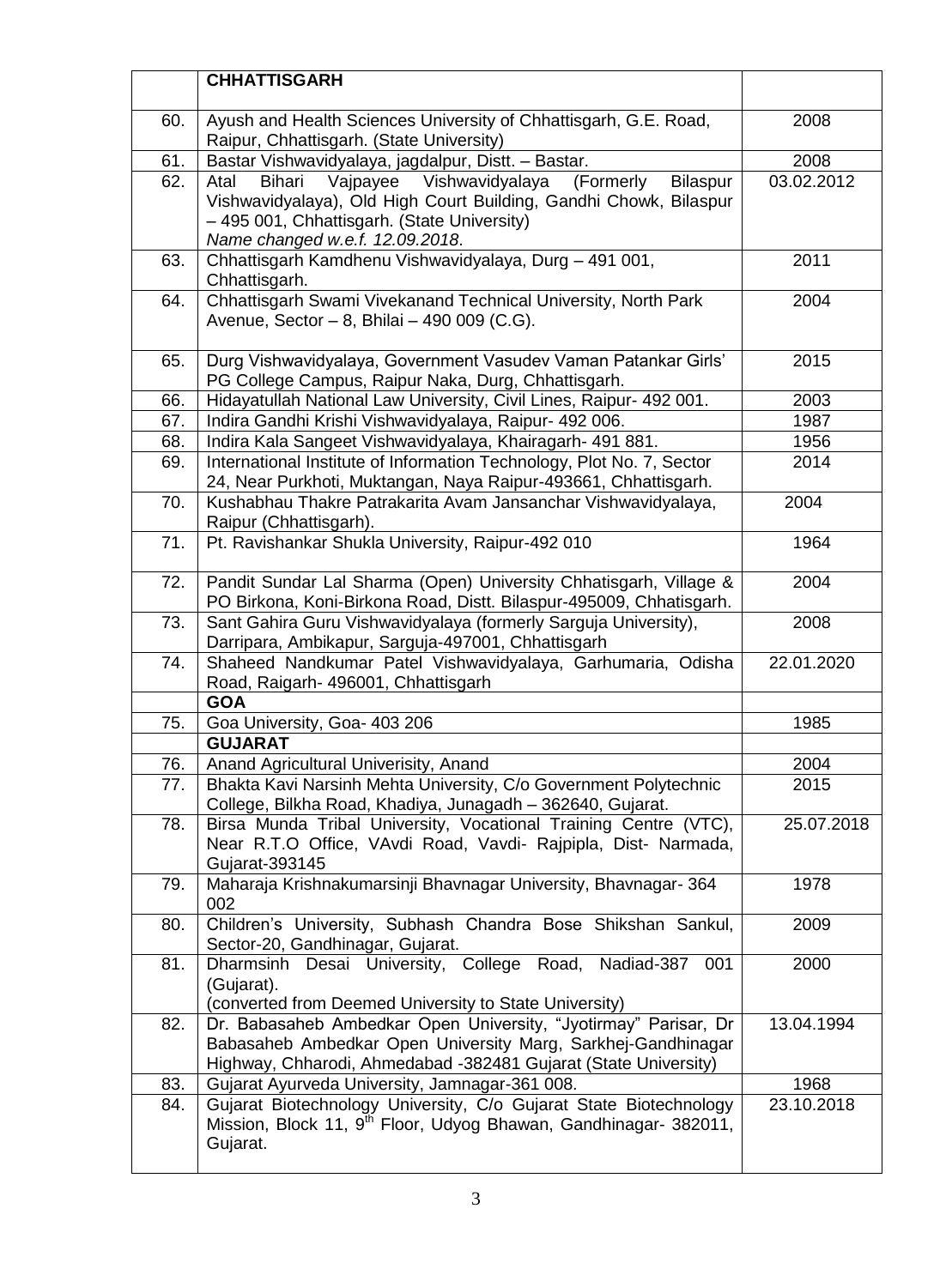| | **CHHATTISGARH** | |
|---|---|---|
| 60. | Ayush and Health Sciences University of Chhattisgarh, G.E. Road, Raipur, Chhattisgarh. (State University) | 2008 |
| 61. | Bastar Vishwavidyalaya, jagdalpur, Distt. – Bastar. | 2008 |
| 62. | Atal Bihari Vajpayee Vishwavidyalaya (Formerly Bilaspur Vishwavidyalaya), Old High Court Building, Gandhi Chowk, Bilaspur – 495 001, Chhattisgarh. (State University) *Name changed w.e.f. 12.09.2018*. | 03.02.2012 |
| 63. | Chhattisgarh Kamdhenu Vishwavidyalaya, Durg – 491 001, Chhattisgarh. | 2011 |
| 64. | Chhattisgarh Swami Vivekanand Technical University, North Park Avenue, Sector – 8, Bhilai – 490 009 (C.G). | 2004 |
| 65. | Durg Vishwavidyalaya, Government Vasudev Vaman Patankar Girls' PG College Campus, Raipur Naka, Durg, Chhattisgarh. | 2015 |
| 66. | Hidayatullah National Law University, Civil Lines, Raipur- 492 001. | 2003 |
| 67. | Indira Gandhi Krishi Vishwavidyalaya, Raipur- 492 006. | 1987 |
| 68. | Indira Kala Sangeet Vishwavidyalaya, Khairagarh- 491 881. | 1956 |
| 69. | International Institute of Information Technology, Plot No. 7, Sector 24, Near Purkhoti, Muktangan, Naya Raipur-493661, Chhattisgarh. | 2014 |
| 70. | Kushabhau Thakre Patrakarita Avam Jansanchar Vishwavidyalaya, Raipur (Chhattisgarh). | 2004 |
| 71. | Pt. Ravishankar Shukla University, Raipur-492 010 | 1964 |
| 72. | Pandit Sundar Lal Sharma (Open) University Chhatisgarh, Village & PO Birkona, Koni-Birkona Road, Distt. Bilaspur-495009, Chhatisgarh. | 2004 |
| 73. | Sant Gahira Guru Vishwavidyalaya (formerly Sarguja University), Darripara, Ambikapur, Sarguja-497001, Chhattisgarh | 2008 |
| 74. | Shaheed Nandkumar Patel Vishwavidyalaya, Garhumaria, Odisha Road, Raigarh- 496001, Chhattisgarh | 22.01.2020 |
| | **GOA** | |
| 75. | Goa University, Goa- 403 206 | 1985 |
| | **GUJARAT** | |
| 76. | Anand Agricultural Univerisity, Anand | 2004 |
| 77. | Bhakta Kavi Narsinh Mehta University, C/o Government Polytechnic College, Bilkha Road, Khadiya, Junagadh – 362640, Gujarat. | 2015 |
| 78. | Birsa Munda Tribal University, Vocational Training Centre (VTC), Near R.T.O Office, VAvdi Road, Vavdi- Rajpipla, Dist- Narmada, Gujarat-393145 | 25.07.2018 |
| 79. | Maharaja Krishnakumarsinji Bhavnagar University, Bhavnagar- 364 002 | 1978 |
| 80. | Children's University, Subhash Chandra Bose Shikshan Sankul, Sector-20, Gandhinagar, Gujarat. | 2009 |
| 81. | Dharmsinh Desai University, College Road, Nadiad-387 001 (Gujarat). (converted from Deemed University to State University) | 2000 |
| 82. | Dr. Babasaheb Ambedkar Open University, "Jyotirmay" Parisar, Dr Babasaheb Ambedkar Open University Marg, Sarkhej-Gandhinagar Highway, Chharodi, Ahmedabad -382481 Gujarat (State University) | 13.04.1994 |
| 83. | Gujarat Ayurveda University, Jamnagar-361 008. | 1968 |
| 84. | Gujarat Biotechnology University, C/o Gujarat State Biotechnology Mission, Block 11, 9th Floor, Udyog Bhawan, Gandhinagar- 382011, Gujarat. | 23.10.2018 |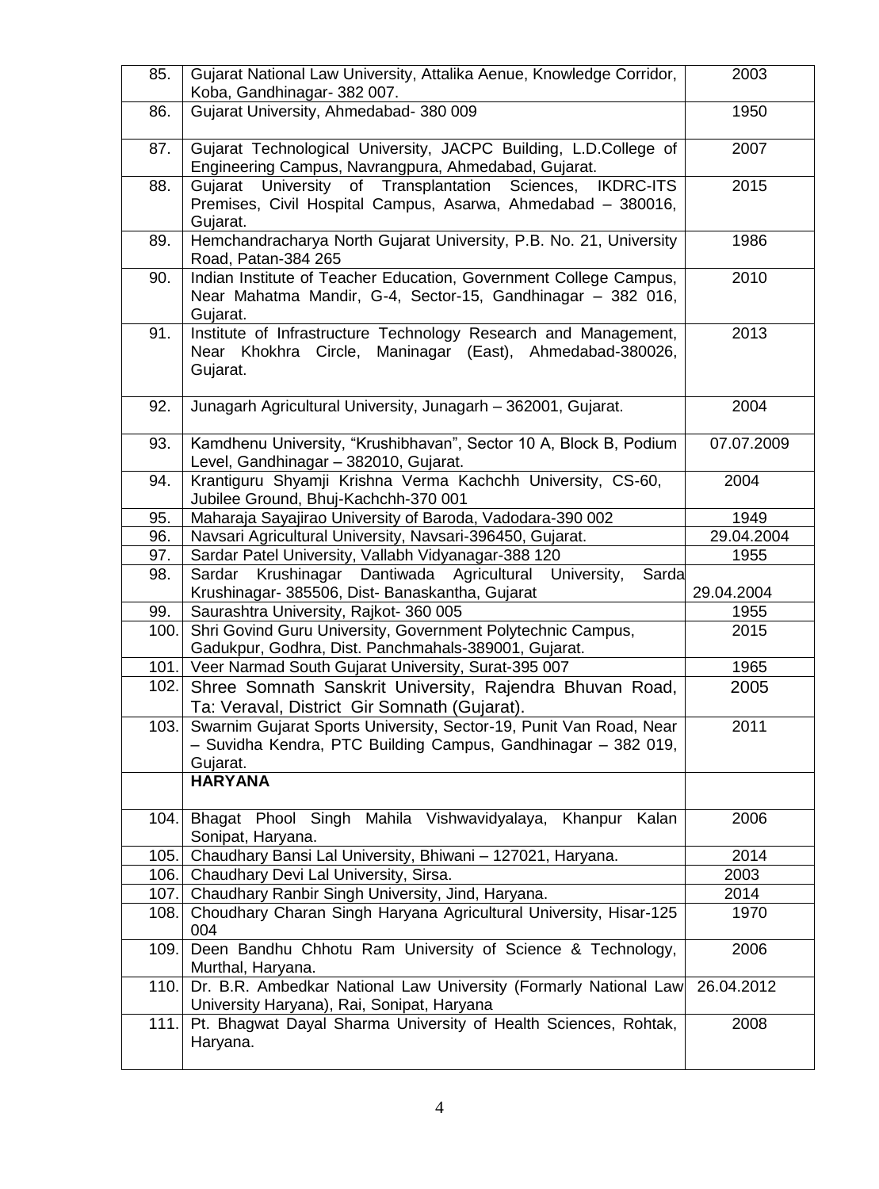| | | |
|---|---|---|
| 85. | Gujarat National Law University, Attalika Aenue, Knowledge Corridor, Koba, Gandhinagar- 382 007. | 2003 |
| 86. | Gujarat University, Ahmedabad- 380 009 | 1950 |
| 87. | Gujarat Technological University, JACPC Building, L.D.College of Engineering Campus, Navrangpura, Ahmedabad, Gujarat. | 2007 |
| 88. | Gujarat University of Transplantation Sciences, IKDRC-ITS Premises, Civil Hospital Campus, Asarwa, Ahmedabad – 380016, Gujarat. | 2015 |
| 89. | Hemchandracharya North Gujarat University, P.B. No. 21, University Road, Patan-384 265 | 1986 |
| 90. | Indian Institute of Teacher Education, Government College Campus, Near Mahatma Mandir, G-4, Sector-15, Gandhinagar – 382 016, Gujarat. | 2010 |
| 91. | Institute of Infrastructure Technology Research and Management, Near Khokhra Circle, Maninagar (East), Ahmedabad-380026, Gujarat. | 2013 |
| 92. | Junagarh Agricultural University, Junagarh – 362001, Gujarat. | 2004 |
| 93. | Kamdhenu University, "Krushibhavan", Sector 10 A, Block B, Podium Level, Gandhinagar – 382010, Gujarat. | 07.07.2009 |
| 94. | Krantiguru Shyamji Krishna Verma Kachchh University, CS-60, Jubilee Ground, Bhuj-Kachchh-370 001 | 2004 |
| 95. | Maharaja Sayajirao University of Baroda, Vadodara-390 002 | 1949 |
| 96. | Navsari Agricultural University, Navsari-396450, Gujarat. | 29.04.2004 |
| 97. | Sardar Patel University, Vallabh Vidyanagar-388 120 | 1955 |
| 98. | Sardar Krushinagar Dantiwada Agricultural University, Sarda Krushinagar- 385506, Dist- Banaskantha, Gujarat | 29.04.2004 |
| 99. | Saurashtra University, Rajkot- 360 005 | 1955 |
| 100. | Shri Govind Guru University, Government Polytechnic Campus, Gadukpur, Godhra, Dist. Panchmahals-389001, Gujarat. | 2015 |
| 101. | Veer Narmad South Gujarat University, Surat-395 007 | 1965 |
| 102. | Shree Somnath Sanskrit University, Rajendra Bhuvan Road, Ta: Veraval, District Gir Somnath (Gujarat). | 2005 |
| 103. | Swarnim Gujarat Sports University, Sector-19, Punit Van Road, Near – Suvidha Kendra, PTC Building Campus, Gandhinagar – 382 019, Gujarat. | 2011 |
| | **HARYANA** | |
| 104. | Bhagat Phool Singh Mahila Vishwavidyalaya, Khanpur Kalan Sonipat, Haryana. | 2006 |
| 105. | Chaudhary Bansi Lal University, Bhiwani – 127021, Haryana. | 2014 |
| 106. | Chaudhary Devi Lal University, Sirsa. | 2003 |
| 107. | Chaudhary Ranbir Singh University, Jind, Haryana. | 2014 |
| 108. | Choudhary Charan Singh Haryana Agricultural University, Hisar-125 004 | 1970 |
| 109. | Deen Bandhu Chhotu Ram University of Science & Technology, Murthal, Haryana. | 2006 |
| 110. | Dr. B.R. Ambedkar National Law University (Formarly National Law University Haryana), Rai, Sonipat, Haryana | 26.04.2012 |
| 111. | Pt. Bhagwat Dayal Sharma University of Health Sciences, Rohtak, Haryana. | 2008 |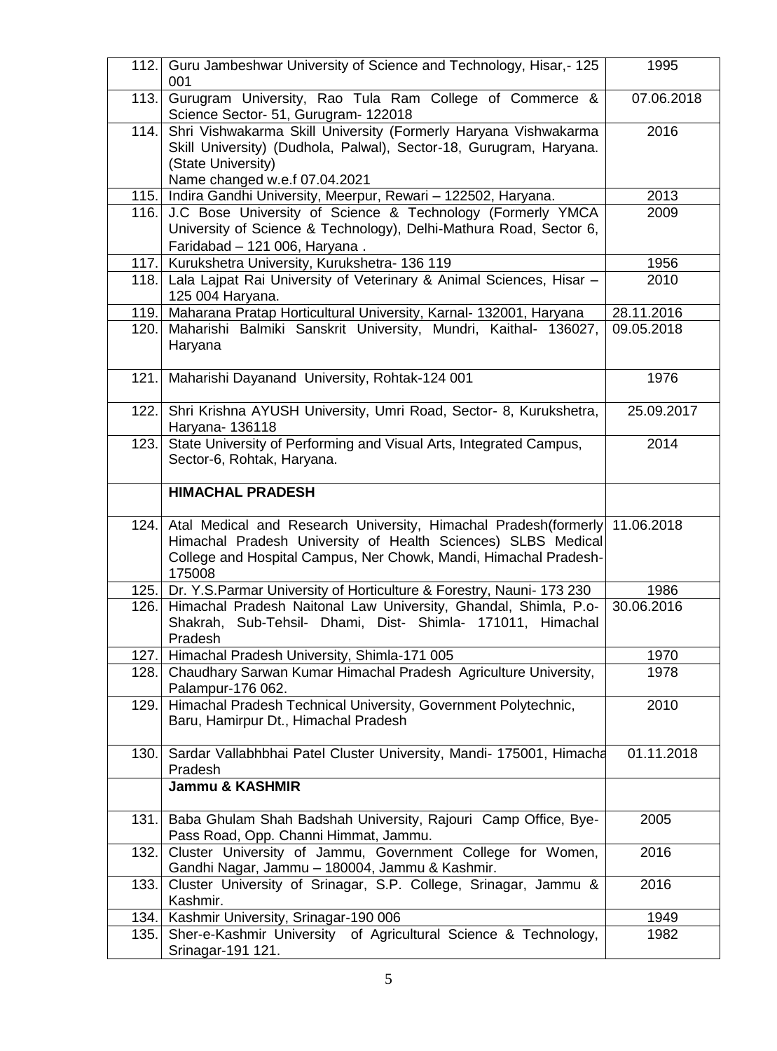| | | |
|---|---|---|
| 112. | Guru Jambeshwar University of Science and Technology, Hisar,- 125 001 | 1995 |
| 113. | Gurugram University, Rao Tula Ram College of Commerce & Science Sector- 51, Gurugram- 122018 | 07.06.2018 |
| 114. | Shri Vishwakarma Skill University (Formerly Haryana Vishwakarma Skill University) (Dudhola, Palwal), Sector-18, Gurugram, Haryana. (State University) Name changed w.e.f 07.04.2021 | 2016 |
| 115. | Indira Gandhi University, Meerpur, Rewari – 122502, Haryana. | 2013 |
| 116. | J.C Bose University of Science & Technology (Formerly YMCA University of Science & Technology), Delhi-Mathura Road, Sector 6, Faridabad – 121 006, Haryana . | 2009 |
| 117. | Kurukshetra University, Kurukshetra- 136 119 | 1956 |
| 118. | Lala Lajpat Rai University of Veterinary & Animal Sciences, Hisar – 125 004 Haryana. | 2010 |
| 119. | Maharana Pratap Horticultural University, Karnal- 132001, Haryana | 28.11.2016 |
| 120. | Maharishi Balmiki Sanskrit University, Mundri, Kaithal- 136027, Haryana | 09.05.2018 |
| 121. | Maharishi Dayanand University, Rohtak-124 001 | 1976 |
| 122. | Shri Krishna AYUSH University, Umri Road, Sector- 8, Kurukshetra, Haryana- 136118 | 25.09.2017 |
| 123. | State University of Performing and Visual Arts, Integrated Campus, Sector-6, Rohtak, Haryana. | 2014 |
| | **HIMACHAL PRADESH** | |
| 124. | Atal Medical and Research University, Himachal Pradesh(formerly Himachal Pradesh University of Health Sciences) SLBS Medical College and Hospital Campus, Ner Chowk, Mandi, Himachal Pradesh-175008 | 11.06.2018 |
| 125. | Dr. Y.S.Parmar University of Horticulture & Forestry, Nauni- 173 230 | 1986 |
| 126. | Himachal Pradesh Naitonal Law University, Ghandal, Shimla, P.o- Shakrah, Sub-Tehsil- Dhami, Dist- Shimla- 171011, Himachal Pradesh | 30.06.2016 |
| 127. | Himachal Pradesh University, Shimla-171 005 | 1970 |
| 128. | Chaudhary Sarwan Kumar Himachal Pradesh Agriculture University, Palampur-176 062. | 1978 |
| 129. | Himachal Pradesh Technical University, Government Polytechnic, Baru, Hamirpur Dt., Himachal Pradesh | 2010 |
| 130. | Sardar Vallabhbhai Patel Cluster University, Mandi- 175001, Himachal Pradesh | 01.11.2018 |
| | **Jammu & KASHMIR** | |
| 131. | Baba Ghulam Shah Badshah University, Rajouri Camp Office, Bye-Pass Road, Opp. Channi Himmat, Jammu. | 2005 |
| 132. | Cluster University of Jammu, Government College for Women, Gandhi Nagar, Jammu – 180004, Jammu & Kashmir. | 2016 |
| 133. | Cluster University of Srinagar, S.P. College, Srinagar, Jammu & Kashmir. | 2016 |
| 134. | Kashmir University, Srinagar-190 006 | 1949 |
| 135. | Sher-e-Kashmir University of Agricultural Science & Technology, Srinagar-191 121. | 1982 |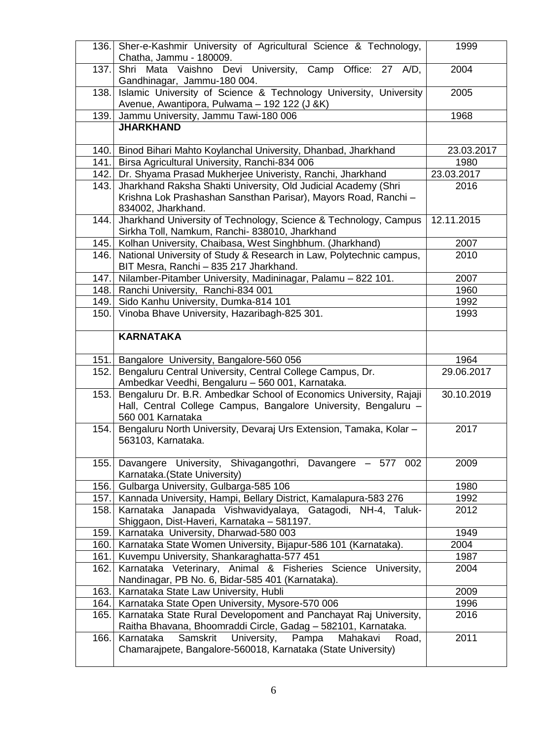| | | |
|---|---|---|
| 136. | Sher-e-Kashmir University of Agricultural Science & Technology, Chatha, Jammu - 180009. | 1999 |
| 137. | Shri Mata Vaishno Devi University, Camp Office: 27 A/D, Gandhinagar, Jammu-180 004. | 2004 |
| 138. | Islamic University of Science & Technology University, University Avenue, Awantipora, Pulwama – 192 122 (J &K) | 2005 |
| 139. | Jammu University, Jammu Tawi-180 006 | 1968 |
| | **JHARKHAND** | |
| 140. | Binod Bihari Mahto Koylanchal University, Dhanbad, Jharkhand | 23.03.2017 |
| 141. | Birsa Agricultural University, Ranchi-834 006 | 1980 |
| 142. | Dr. Shyama Prasad Mukherjee Univeristy, Ranchi, Jharkhand | 23.03.2017 |
| 143. | Jharkhand Raksha Shakti University, Old Judicial Academy (Shri Krishna Lok Prashashan Sansthan Parisar), Mayors Road, Ranchi – 834002, Jharkhand. | 2016 |
| 144. | Jharkhand University of Technology, Science & Technology, Campus Sirkha Toll, Namkum, Ranchi- 838010, Jharkhand | 12.11.2015 |
| 145. | Kolhan University, Chaibasa, West Singhbhum. (Jharkhand) | 2007 |
| 146. | National University of Study & Research in Law, Polytechnic campus, BIT Mesra, Ranchi – 835 217 Jharkhand. | 2010 |
| 147. | Nilamber-Pitamber University, Madininagar, Palamu – 822 101. | 2007 |
| 148. | Ranchi University, Ranchi-834 001 | 1960 |
| 149. | Sido Kanhu University, Dumka-814 101 | 1992 |
| 150. | Vinoba Bhave University, Hazaribagh-825 301. | 1993 |
| | **KARNATAKA** | |
| 151. | Bangalore University, Bangalore-560 056 | 1964 |
| 152. | Bengaluru Central University, Central College Campus, Dr. Ambedkar Veedhi, Bengaluru – 560 001, Karnataka. | 29.06.2017 |
| 153. | Bengaluru Dr. B.R. Ambedkar School of Economics University, Rajaji Hall, Central College Campus, Bangalore University, Bengaluru – 560 001 Karnataka | 30.10.2019 |
| 154. | Bengaluru North University, Devaraj Urs Extension, Tamaka, Kolar – 563103, Karnataka. | 2017 |
| 155. | Davangere University, Shivagangothri, Davangere – 577 002 Karnataka.(State University) | 2009 |
| 156. | Gulbarga University, Gulbarga-585 106 | 1980 |
| 157. | Kannada University, Hampi, Bellary District, Kamalapura-583 276 | 1992 |
| 158. | Karnataka Janapada Vishwavidyalaya, Gatagodi, NH-4, Taluk-Shiggaon, Dist-Haveri, Karnataka – 581197. | 2012 |
| 159. | Karnataka University, Dharwad-580 003 | 1949 |
| 160. | Karnataka State Women University, Bijapur-586 101 (Karnataka). | 2004 |
| 161. | Kuvempu University, Shankaraghatta-577 451 | 1987 |
| 162. | Karnataka Veterinary, Animal & Fisheries Science University, Nandinagar, PB No. 6, Bidar-585 401 (Karnataka). | 2004 |
| 163. | Karnataka State Law University, Hubli | 2009 |
| 164. | Karnataka State Open University, Mysore-570 006 | 1996 |
| 165. | Karnataka State Rural Developoment and Panchayat Raj University, Raitha Bhavana, Bhoomraddi Circle, Gadag – 582101, Karnataka. | 2016 |
| 166. | Karnataka Samskrit University, Pampa Mahakavi Road, Chamarajpete, Bangalore-560018, Karnataka (State University) | 2011 |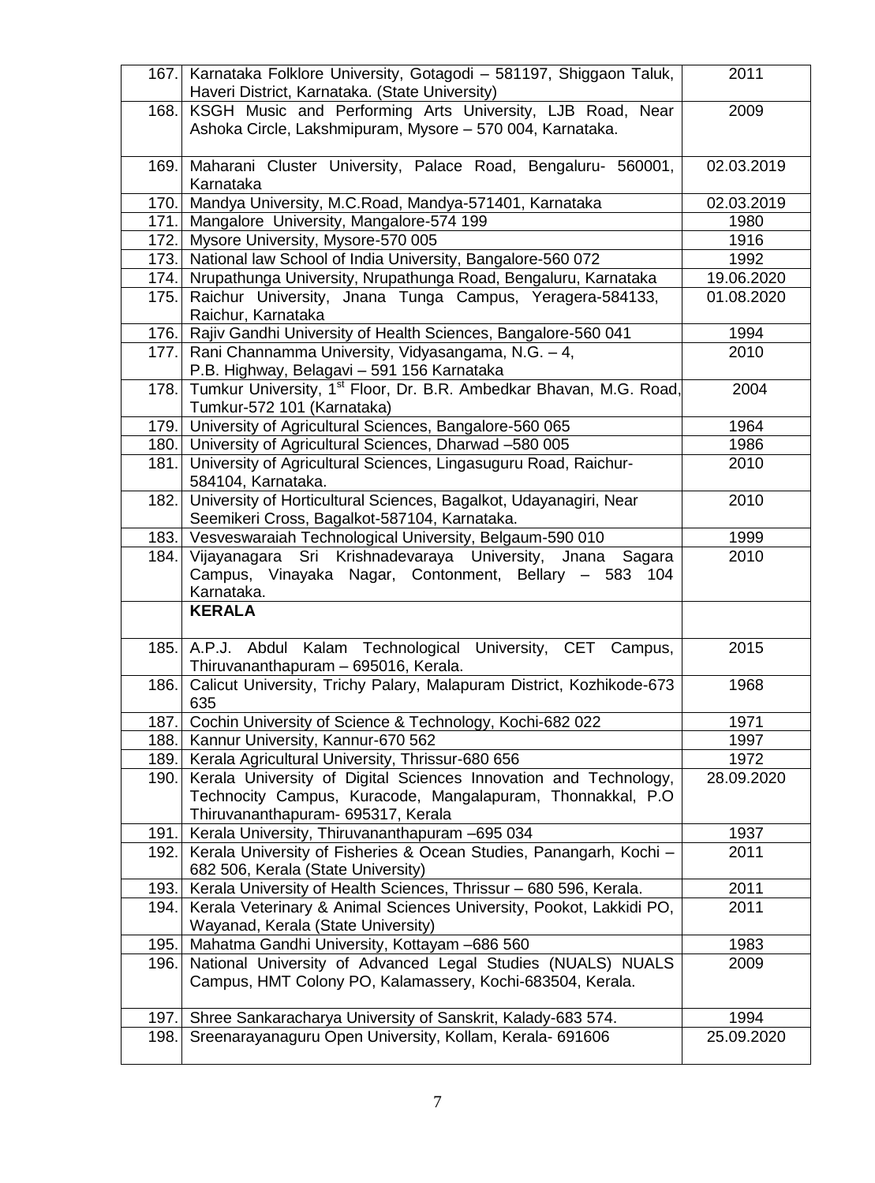| | | |
|---|---|---|
| 167. | Karnataka Folklore University, Gotagodi – 581197, Shiggaon Taluk, Haveri District, Karnataka. (State University) | 2011 |
| 168. | KSGH Music and Performing Arts University, LJB Road, Near Ashoka Circle, Lakshmipuram, Mysore – 570 004, Karnataka. | 2009 |
| 169. | Maharani Cluster University, Palace Road, Bengaluru- 560001, Karnataka | 02.03.2019 |
| 170. | Mandya University, M.C.Road, Mandya-571401, Karnataka | 02.03.2019 |
| 171. | Mangalore University, Mangalore-574 199 | 1980 |
| 172. | Mysore University, Mysore-570 005 | 1916 |
| 173. | National law School of India University, Bangalore-560 072 | 1992 |
| 174. | Nrupathunga University, Nrupathunga Road, Bengaluru, Karnataka | 19.06.2020 |
| 175. | Raichur University, Jnana Tunga Campus, Yeragera-584133, Raichur, Karnataka | 01.08.2020 |
| 176. | Rajiv Gandhi University of Health Sciences, Bangalore-560 041 | 1994 |
| 177. | Rani Channamma University, Vidyasangama, N.G. – 4, P.B. Highway, Belagavi – 591 156 Karnataka | 2010 |
| 178. | Tumkur University, 1st Floor, Dr. B.R. Ambedkar Bhavan, M.G. Road, Tumkur-572 101 (Karnataka) | 2004 |
| 179. | University of Agricultural Sciences, Bangalore-560 065 | 1964 |
| 180. | University of Agricultural Sciences, Dharwad –580 005 | 1986 |
| 181. | University of Agricultural Sciences, Lingasuguru Road, Raichur-584104, Karnataka. | 2010 |
| 182. | University of Horticultural Sciences, Bagalkot, Udayanagiri, Near Seemikeri Cross, Bagalkot-587104, Karnataka. | 2010 |
| 183. | Vesveswaraiah Technological University, Belgaum-590 010 | 1999 |
| 184. | Vijayanagara Sri Krishnadevaraya University, Jnana Sagara Campus, Vinayaka Nagar, Contonment, Bellary – 583 104 Karnataka. | 2010 |
| | **KERALA** | |
| 185. | A.P.J. Abdul Kalam Technological University, CET Campus, Thiruvananthapuram – 695016, Kerala. | 2015 |
| 186. | Calicut University, Trichy Palary, Malapuram District, Kozhikode-673 635 | 1968 |
| 187. | Cochin University of Science & Technology, Kochi-682 022 | 1971 |
| 188. | Kannur University, Kannur-670 562 | 1997 |
| 189. | Kerala Agricultural University, Thrissur-680 656 | 1972 |
| 190. | Kerala University of Digital Sciences Innovation and Technology, Technocity Campus, Kuracode, Mangalapuram, Thonnakkal, P.O Thiruvananthapuram- 695317, Kerala | 28.09.2020 |
| 191. | Kerala University, Thiruvananthapuram –695 034 | 1937 |
| 192. | Kerala University of Fisheries & Ocean Studies, Panangarh, Kochi – 682 506, Kerala (State University) | 2011 |
| 193. | Kerala University of Health Sciences, Thrissur – 680 596, Kerala. | 2011 |
| 194. | Kerala Veterinary & Animal Sciences University, Pookot, Lakkidi PO, Wayanad, Kerala (State University) | 2011 |
| 195. | Mahatma Gandhi University, Kottayam –686 560 | 1983 |
| 196. | National University of Advanced Legal Studies (NUALS) NUALS Campus, HMT Colony PO, Kalamassery, Kochi-683504, Kerala. | 2009 |
| 197. | Shree Sankaracharya University of Sanskrit, Kalady-683 574. | 1994 |
| 198. | Sreenarayanaguru Open University, Kollam, Kerala- 691606 | 25.09.2020 |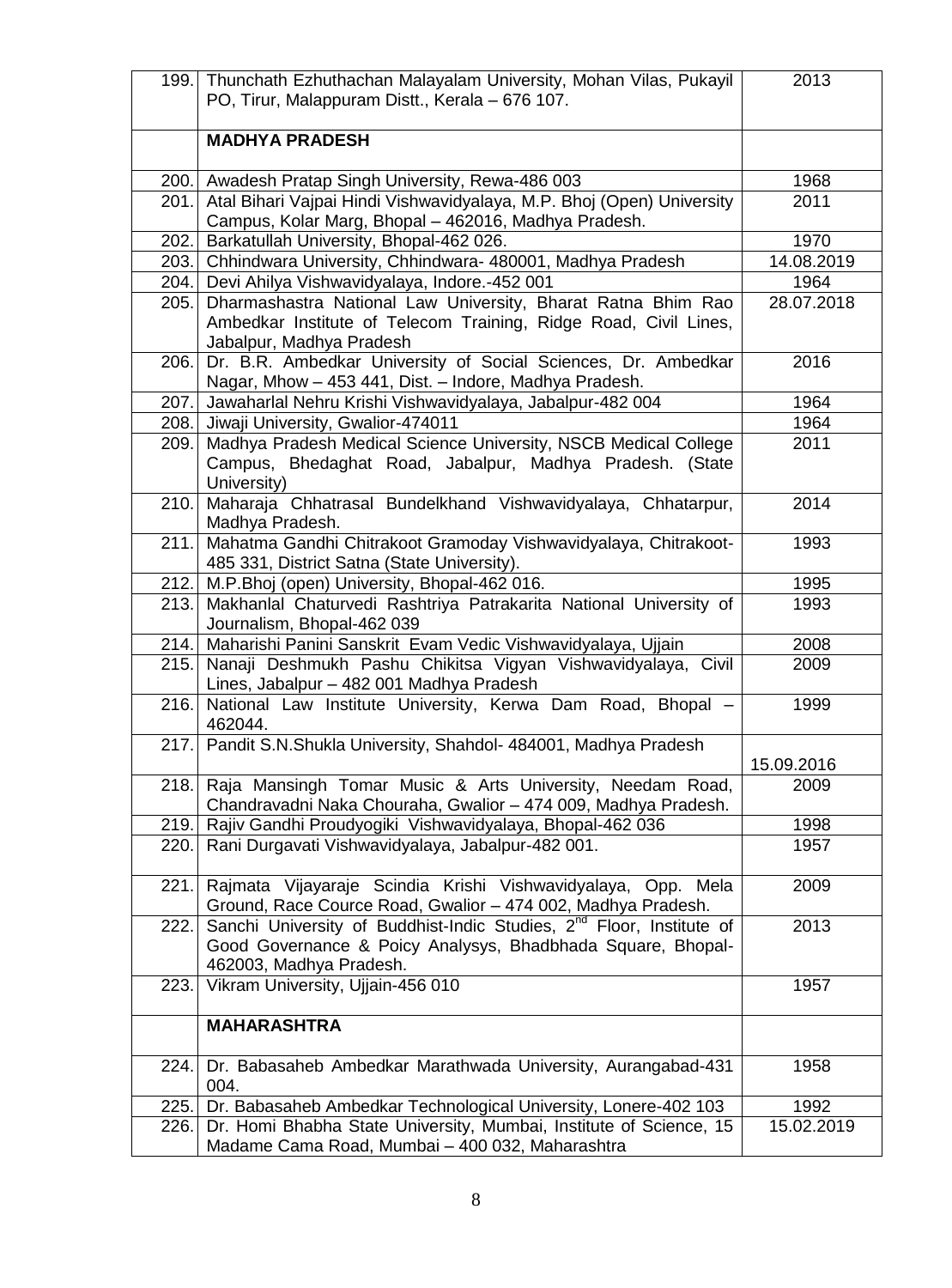| | | |
|---|---|---|
| 199. | Thunchath Ezhuthachan Malayalam University, Mohan Vilas, Pukayil PO, Tirur, Malappuram Distt., Kerala – 676 107. | 2013 |
| | **MADHYA PRADESH** | |
| 200. | Awadesh Pratap Singh University, Rewa-486 003 | 1968 |
| 201. | Atal Bihari Vajpai Hindi Vishwavidyalaya, M.P. Bhoj (Open) University Campus, Kolar Marg, Bhopal – 462016, Madhya Pradesh. | 2011 |
| 202. | Barkatullah University, Bhopal-462 026. | 1970 |
| 203. | Chhindwara University, Chhindwara- 480001, Madhya Pradesh | 14.08.2019 |
| 204. | Devi Ahilya Vishwavidyalaya, Indore.-452 001 | 1964 |
| 205. | Dharmashastra National Law University, Bharat Ratna Bhim Rao Ambedkar Institute of Telecom Training, Ridge Road, Civil Lines, Jabalpur, Madhya Pradesh | 28.07.2018 |
| 206. | Dr. B.R. Ambedkar University of Social Sciences, Dr. Ambedkar Nagar, Mhow – 453 441, Dist. – Indore, Madhya Pradesh. | 2016 |
| 207. | Jawaharlal Nehru Krishi Vishwavidyalaya, Jabalpur-482 004 | 1964 |
| 208. | Jiwaji University, Gwalior-474011 | 1964 |
| 209. | Madhya Pradesh Medical Science University, NSCB Medical College Campus, Bhedaghat Road, Jabalpur, Madhya Pradesh. (State University) | 2011 |
| 210. | Maharaja Chhatrasal Bundelkhand Vishwavidyalaya, Chhatarpur, Madhya Pradesh. | 2014 |
| 211. | Mahatma Gandhi Chitrakoot Gramoday Vishwavidyalaya, Chitrakoot-485 331, District Satna (State University). | 1993 |
| 212. | M.P.Bhoj (open) University, Bhopal-462 016. | 1995 |
| 213. | Makhanlal Chaturvedi Rashtriya Patrakarita National University of Journalism, Bhopal-462 039 | 1993 |
| 214. | Maharishi Panini Sanskrit Evam Vedic Vishwavidyalaya, Ujjain | 2008 |
| 215. | Nanaji Deshmukh Pashu Chikitsa Vigyan Vishwavidyalaya, Civil Lines, Jabalpur – 482 001 Madhya Pradesh | 2009 |
| 216. | National Law Institute University, Kerwa Dam Road, Bhopal – 462044. | 1999 |
| 217. | Pandit S.N.Shukla University, Shahdol- 484001, Madhya Pradesh | 15.09.2016 |
| 218. | Raja Mansingh Tomar Music & Arts University, Needam Road, Chandravadni Naka Chouraha, Gwalior – 474 009, Madhya Pradesh. | 2009 |
| 219. | Rajiv Gandhi Proudyogiki Vishwavidyalaya, Bhopal-462 036 | 1998 |
| 220. | Rani Durgavati Vishwavidyalaya, Jabalpur-482 001. | 1957 |
| 221. | Rajmata Vijayaraje Scindia Krishi Vishwavidyalaya, Opp. Mela Ground, Race Cource Road, Gwalior – 474 002, Madhya Pradesh. | 2009 |
| 222. | Sanchi University of Buddhist-Indic Studies, 2nd Floor, Institute of Good Governance & Poicy Analysys, Bhadbhada Square, Bhopal-462003, Madhya Pradesh. | 2013 |
| 223. | Vikram University, Ujjain-456 010 | 1957 |
| | **MAHARASHTRA** | |
| 224. | Dr. Babasaheb Ambedkar Marathwada University, Aurangabad-431 004. | 1958 |
| 225. | Dr. Babasaheb Ambedkar Technological University, Lonere-402 103 | 1992 |
| 226. | Dr. Homi Bhabha State University, Mumbai, Institute of Science, 15 Madame Cama Road, Mumbai – 400 032, Maharashtra | 15.02.2019 |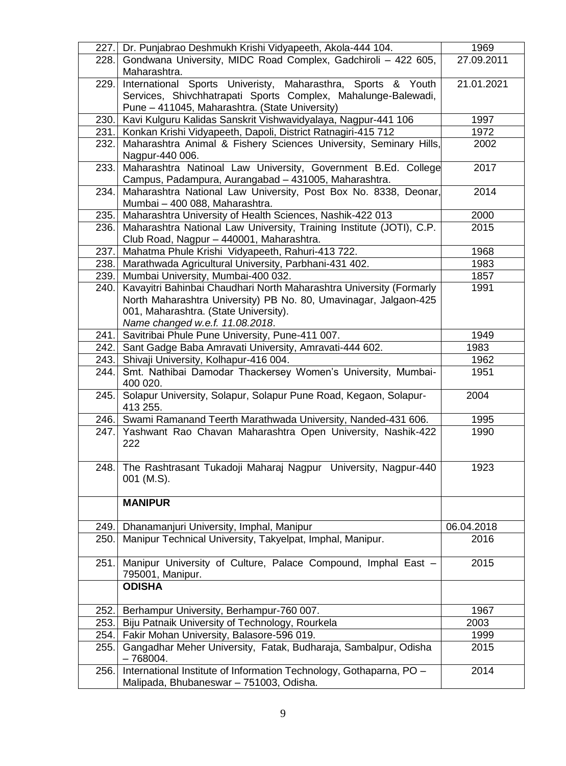| | | |
|---|---|---|
| 227. | Dr. Punjabrao Deshmukh Krishi Vidyapeeth, Akola-444 104. | 1969 |
| 228. | Gondwana University, MIDC Road Complex, Gadchiroli – 422 605, Maharashtra. | 27.09.2011 |
| 229. | International Sports Univeristy, Maharasthra, Sports & Youth Services, Shivchhatrapati Sports Complex, Mahalunge-Balewadi, Pune – 411045, Maharashtra. (State University) | 21.01.2021 |
| 230. | Kavi Kulguru Kalidas Sanskrit Vishwavidyalaya, Nagpur-441 106 | 1997 |
| 231. | Konkan Krishi Vidyapeeth, Dapoli, District Ratnagiri-415 712 | 1972 |
| 232. | Maharashtra Animal & Fishery Sciences University, Seminary Hills, Nagpur-440 006. | 2002 |
| 233. | Maharashtra Natinoal Law University, Government B.Ed. College Campus, Padampura, Aurangabad – 431005, Maharashtra. | 2017 |
| 234. | Maharashtra National Law University, Post Box No. 8338, Deonar, Mumbai – 400 088, Maharashtra. | 2014 |
| 235. | Maharashtra University of Health Sciences, Nashik-422 013 | 2000 |
| 236. | Maharashtra National Law University, Training Institute (JOTI), C.P. Club Road, Nagpur – 440001, Maharashtra. | 2015 |
| 237. | Mahatma Phule Krishi Vidyapeeth, Rahuri-413 722. | 1968 |
| 238. | Marathwada Agricultural University, Parbhani-431 402. | 1983 |
| 239. | Mumbai University, Mumbai-400 032. | 1857 |
| 240. | Kavayitri Bahinbai Chaudhari North Maharashtra University (Formarly North Maharashtra University) PB No. 80, Umavinagar, Jalgaon-425 001, Maharashtra. (State University). *Name changed w.e.f. 11.08.2018*. | 1991 |
| 241. | Savitribai Phule Pune University, Pune-411 007. | 1949 |
| 242. | Sant Gadge Baba Amravati University, Amravati-444 602. | 1983 |
| 243. | Shivaji University, Kolhapur-416 004. | 1962 |
| 244. | Smt. Nathibai Damodar Thackersey Women's University, Mumbai-400 020. | 1951 |
| 245. | Solapur University, Solapur, Solapur Pune Road, Kegaon, Solapur-413 255. | 2004 |
| 246. | Swami Ramanand Teerth Marathwada University, Nanded-431 606. | 1995 |
| 247. | Yashwant Rao Chavan Maharashtra Open University, Nashik-422 222 | 1990 |
| 248. | The Rashtrasant Tukadoji Maharaj Nagpur University, Nagpur-440 001 (M.S). | 1923 |
| | **MANIPUR** | |
| 249. | Dhanamanjuri University, Imphal, Manipur | 06.04.2018 |
| 250. | Manipur Technical University, Takyelpat, Imphal, Manipur. | 2016 |
| 251. | Manipur University of Culture, Palace Compound, Imphal East – 795001, Manipur. | 2015 |
| | **ODISHA** | |
| 252. | Berhampur University, Berhampur-760 007. | 1967 |
| 253. | Biju Patnaik University of Technology, Rourkela | 2003 |
| 254. | Fakir Mohan University, Balasore-596 019. | 1999 |
| 255. | Gangadhar Meher University, Fatak, Budharaja, Sambalpur, Odisha – 768004. | 2015 |
| 256. | International Institute of Information Technology, Gothaparna, PO – Malipada, Bhubaneswar – 751003, Odisha. | 2014 |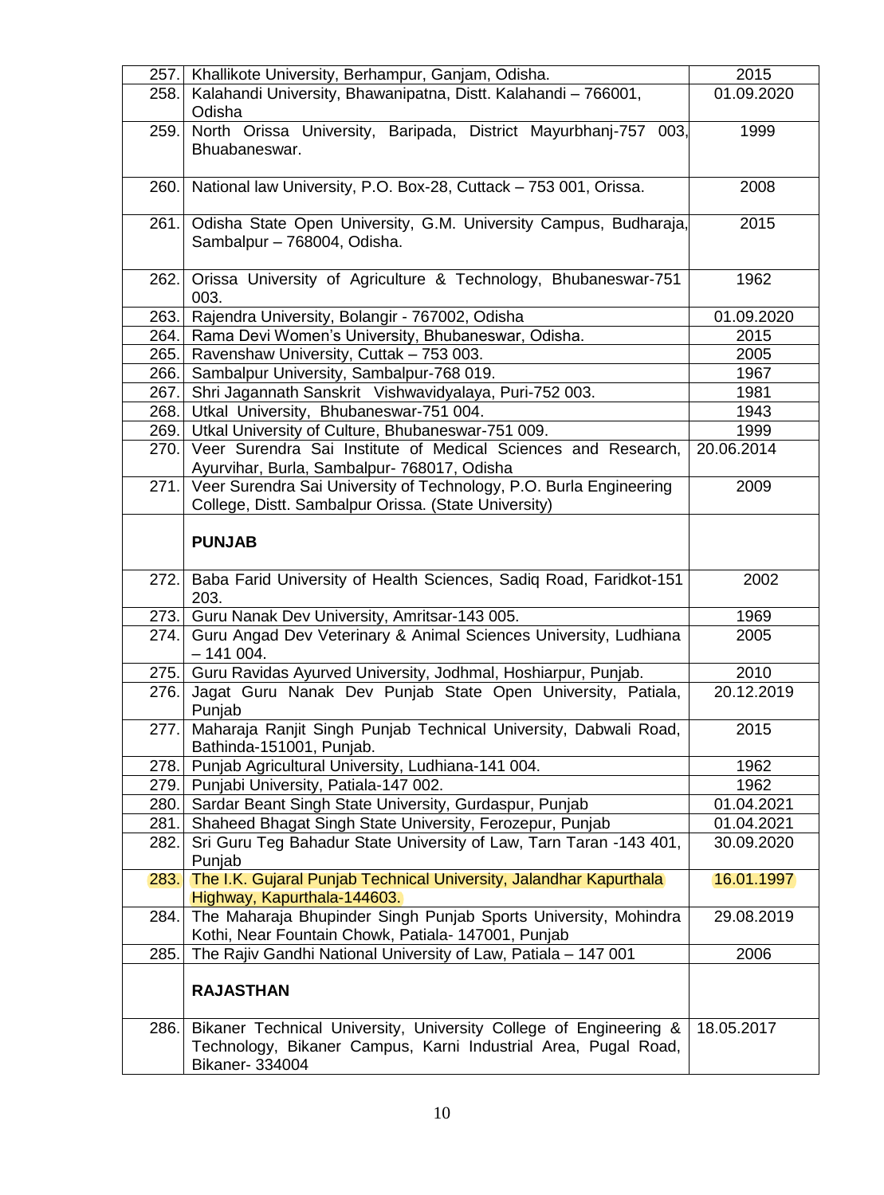| | | |
|---|---|---|
| 257. | Khallikote University, Berhampur, Ganjam, Odisha. | 2015 |
| 258. | Kalahandi University, Bhawanipatna, Distt. Kalahandi – 766001, Odisha | 01.09.2020 |
| 259. | North Orissa University, Baripada, District Mayurbhanj-757 003, Bhuabaneswar. | 1999 |
| 260. | National law University, P.O. Box-28, Cuttack – 753 001, Orissa. | 2008 |
| 261. | Odisha State Open University, G.M. University Campus, Budharaja, Sambalpur – 768004, Odisha. | 2015 |
| 262. | Orissa University of Agriculture & Technology, Bhubaneswar-751 003. | 1962 |
| 263. | Rajendra University, Bolangir - 767002, Odisha | 01.09.2020 |
| 264. | Rama Devi Women's University, Bhubaneswar, Odisha. | 2015 |
| 265. | Ravenshaw University, Cuttack – 753 003. | 2005 |
| 266. | Sambalpur University, Sambalpur-768 019. | 1967 |
| 267. | Shri Jagannath Sanskrit Vishwavidyalaya, Puri-752 003. | 1981 |
| 268. | Utkal University, Bhubaneswar-751 004. | 1943 |
| 269. | Utkal University of Culture, Bhubaneswar-751 009. | 1999 |
| 270. | Veer Surendra Sai Institute of Medical Sciences and Research, Ayurvihar, Burla, Sambalpur- 768017, Odisha | 20.06.2014 |
| 271. | Veer Surendra Sai University of Technology, P.O. Burla Engineering College, Distt. Sambalpur Orissa. (State University) | 2009 |
| | **PUNJAB** | |
| 272. | Baba Farid University of Health Sciences, Sadiq Road, Faridkot-151 203. | 2002 |
| 273. | Guru Nanak Dev University, Amritsar-143 005. | 1969 |
| 274. | Guru Angad Dev Veterinary & Animal Sciences University, Ludhiana – 141 004. | 2005 |
| 275. | Guru Ravidas Ayurved University, Jodhmal, Hoshiarpur, Punjab. | 2010 |
| 276. | Jagat Guru Nanak Dev Punjab State Open University, Patiala, Punjab | 20.12.2019 |
| 277. | Maharaja Ranjit Singh Punjab Technical University, Dabwali Road, Bathinda-151001, Punjab. | 2015 |
| 278. | Punjab Agricultural University, Ludhiana-141 004. | 1962 |
| 279. | Punjabi University, Patiala-147 002. | 1962 |
| 280. | Sardar Beant Singh State University, Gurdaspur, Punjab | 01.04.2021 |
| 281. | Shaheed Bhagat Singh State University, Ferozepur, Punjab | 01.04.2021 |
| 282. | Sri Guru Teg Bahadur State University of Law, Tarn Taran -143 401, Punjab | 30.09.2020 |
| 283. | The I.K. Gujaral Punjab Technical University, Jalandhar Kapurthala Highway, Kapurthala-144603. | 16.01.1997 |
| 284. | The Maharaja Bhupinder Singh Punjab Sports University, Mohindra Kothi, Near Fountain Chowk, Patiala- 147001, Punjab | 29.08.2019 |
| 285. | The Rajiv Gandhi National University of Law, Patiala – 147 001 | 2006 |
| | **RAJASTHAN** | |
| 286. | Bikaner Technical University, University College of Engineering & Technology, Bikaner Campus, Karni Industrial Area, Pugal Road, Bikaner- 334004 | 18.05.2017 |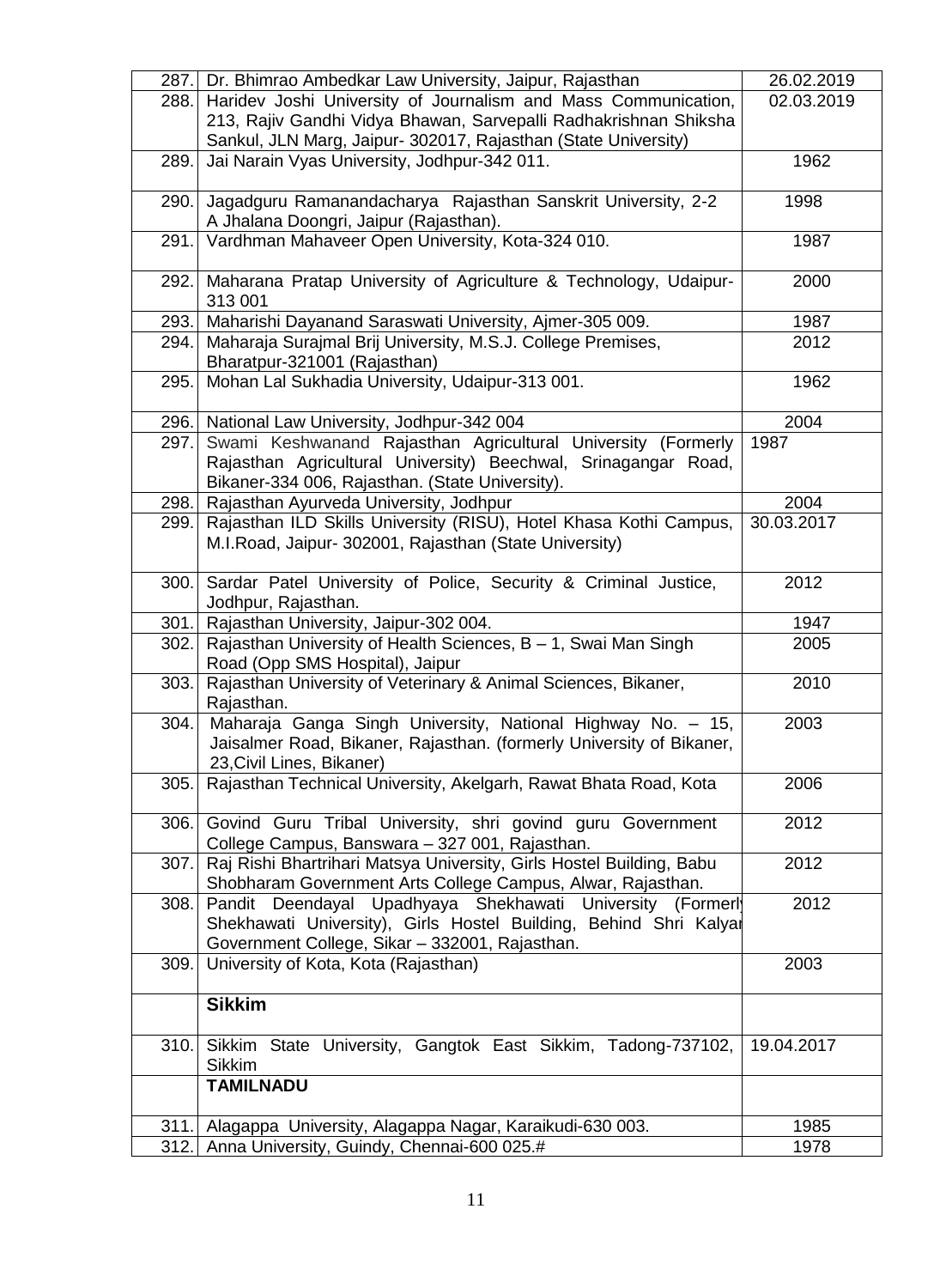| | | |
|---|---|---|
| 287. | Dr. Bhimrao Ambedkar Law University, Jaipur, Rajasthan | 26.02.2019 |
| 288. | Haridev Joshi University of Journalism and Mass Communication, 213, Rajiv Gandhi Vidya Bhawan, Sarvepalli Radhakrishnan Shiksha Sankul, JLN Marg, Jaipur- 302017, Rajasthan (State University) | 02.03.2019 |
| 289. | Jai Narain Vyas University, Jodhpur-342 011. | 1962 |
| 290. | Jagadguru Ramanandacharya Rajasthan Sanskrit University, 2-2 A Jhalana Doongri, Jaipur (Rajasthan). | 1998 |
| 291. | Vardhman Mahaveer Open University, Kota-324 010. | 1987 |
| 292. | Maharana Pratap University of Agriculture & Technology, Udaipur-313 001 | 2000 |
| 293. | Maharishi Dayanand Saraswati University, Ajmer-305 009. | 1987 |
| 294. | Maharaja Surajmal Brij University, M.S.J. College Premises, Bharatpur-321001 (Rajasthan) | 2012 |
| 295. | Mohan Lal Sukhadia University, Udaipur-313 001. | 1962 |
| 296. | National Law University, Jodhpur-342 004 | 2004 |
| 297. | Swami Keshwanand Rajasthan Agricultural University (Formerly Rajasthan Agricultural University) Beechwal, Srinagangar Road, Bikaner-334 006, Rajasthan. (State University). | 1987 |
| 298. | Rajasthan Ayurveda University, Jodhpur | 2004 |
| 299. | Rajasthan ILD Skills University (RISU), Hotel Khasa Kothi Campus, M.I.Road, Jaipur- 302001, Rajasthan (State University) | 30.03.2017 |
| 300. | Sardar Patel University of Police, Security & Criminal Justice, Jodhpur, Rajasthan. | 2012 |
| 301. | Rajasthan University, Jaipur-302 004. | 1947 |
| 302. | Rajasthan University of Health Sciences, B – 1, Swai Man Singh Road (Opp SMS Hospital), Jaipur | 2005 |
| 303. | Rajasthan University of Veterinary & Animal Sciences, Bikaner, Rajasthan. | 2010 |
| 304. | Maharaja Ganga Singh University, National Highway No. – 15, Jaisalmer Road, Bikaner, Rajasthan. (formerly University of Bikaner, 23,Civil Lines, Bikaner) | 2003 |
| 305. | Rajasthan Technical University, Akelgarh, Rawat Bhata Road, Kota | 2006 |
| 306. | Govind Guru Tribal University, shri govind guru Government College Campus, Banswara – 327 001, Rajasthan. | 2012 |
| 307. | Raj Rishi Bhartrihari Matsya University, Girls Hostel Building, Babu Shobharam Government Arts College Campus, Alwar, Rajasthan. | 2012 |
| 308. | Pandit Deendayal Upadhyaya Shekhawati University (Formerly Shekhawati University), Girls Hostel Building, Behind Shri Kalyan Government College, Sikar – 332001, Rajasthan. | 2012 |
| 309. | University of Kota, Kota (Rajasthan) | 2003 |
| | **Sikkim** | |
| 310. | Sikkim State University, Gangtok East Sikkim, Tadong-737102, Sikkim | 19.04.2017 |
| | **TAMILNADU** | |
| 311. | Alagappa University, Alagappa Nagar, Karaikudi-630 003. | 1985 |
| 312. | Anna University, Guindy, Chennai-600 025.# | 1978 |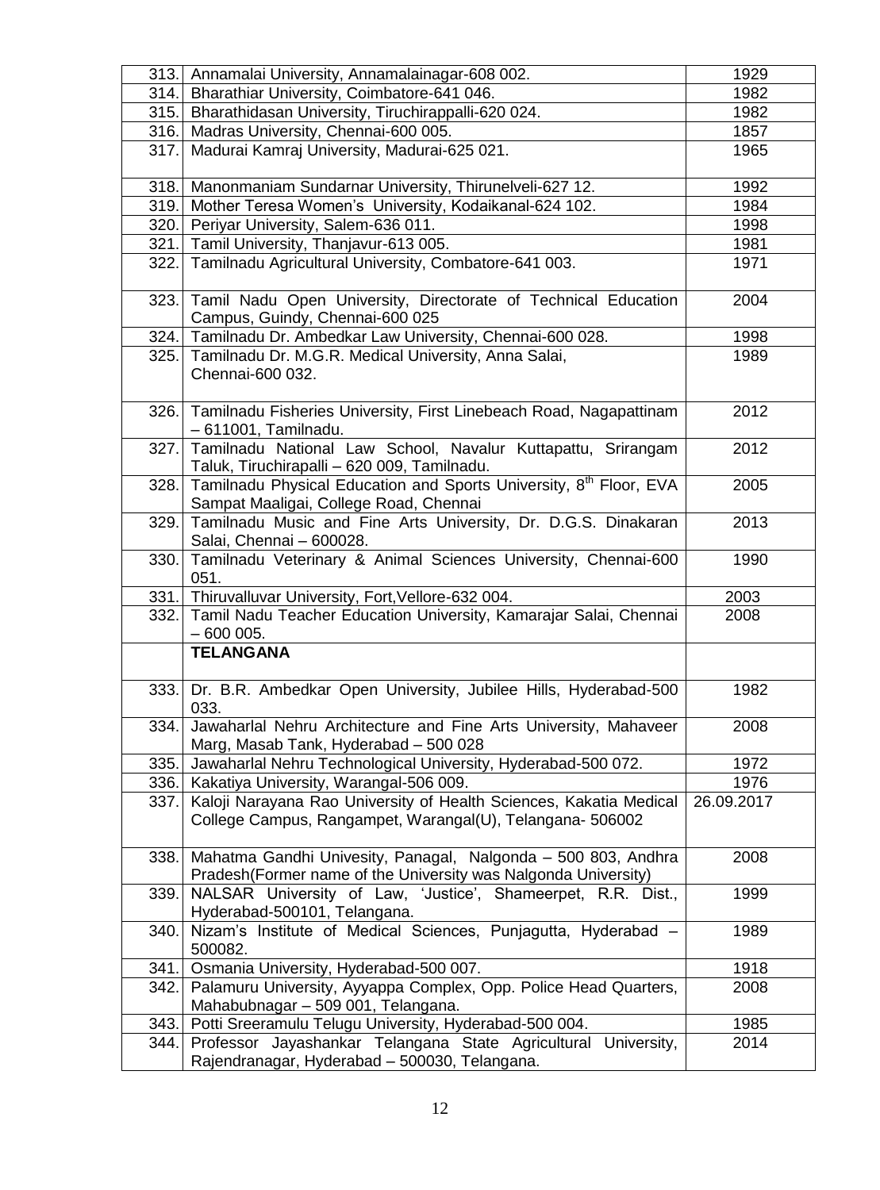| | | |
|---|---|---|
| 313. | Annamalai University, Annamalainagar-608 002. | 1929 |
| 314. | Bharathiar University, Coimbatore-641 046. | 1982 |
| 315. | Bharathidasan University, Tiruchirappalli-620 024. | 1982 |
| 316. | Madras University, Chennai-600 005. | 1857 |
| 317. | Madurai Kamraj University, Madurai-625 021. | 1965 |
| 318. | Manonmaniam Sundarnar University, Thirunelveli-627 12. | 1992 |
| 319. | Mother Teresa Women's University, Kodaikanal-624 102. | 1984 |
| 320. | Periyar University, Salem-636 011. | 1998 |
| 321. | Tamil University, Thanjavur-613 005. | 1981 |
| 322. | Tamilnadu Agricultural University, Combatore-641 003. | 1971 |
| 323. | Tamil Nadu Open University, Directorate of Technical Education Campus, Guindy, Chennai-600 025 | 2004 |
| 324. | Tamilnadu Dr. Ambedkar Law University, Chennai-600 028. | 1998 |
| 325. | Tamilnadu Dr. M.G.R. Medical University, Anna Salai, Chennai-600 032. | 1989 |
| 326. | Tamilnadu Fisheries University, First Linebeach Road, Nagapattinam – 611001, Tamilnadu. | 2012 |
| 327. | Tamilnadu National Law School, Navalur Kuttapattu, Srirangam Taluk, Tiruchirapalli – 620 009, Tamilnadu. | 2012 |
| 328. | Tamilnadu Physical Education and Sports University, 8th Floor, EVA Sampat Maaligai, College Road, Chennai | 2005 |
| 329. | Tamilnadu Music and Fine Arts University, Dr. D.G.S. Dinakaran Salai, Chennai – 600028. | 2013 |
| 330. | Tamilnadu Veterinary & Animal Sciences University, Chennai-600 051. | 1990 |
| 331. | Thiruvalluvar University, Fort,Vellore-632 004. | 2003 |
| 332. | Tamil Nadu Teacher Education University, Kamarajar Salai, Chennai – 600 005. | 2008 |
| | **TELANGANA** | |
| 333. | Dr. B.R. Ambedkar Open University, Jubilee Hills, Hyderabad-500 033. | 1982 |
| 334. | Jawaharlal Nehru Architecture and Fine Arts University, Mahaveer Marg, Masab Tank, Hyderabad – 500 028 | 2008 |
| 335. | Jawaharlal Nehru Technological University, Hyderabad-500 072. | 1972 |
| 336. | Kakatiya University, Warangal-506 009. | 1976 |
| 337. | Kaloji Narayana Rao University of Health Sciences, Kakatia Medical College Campus, Rangampet, Warangal(U), Telangana- 506002 | 26.09.2017 |
| 338. | Mahatma Gandhi Univesity, Panagal, Nalgonda – 500 803, Andhra Pradesh(Former name of the University was Nalgonda University) | 2008 |
| 339. | NALSAR University of Law, 'Justice', Shameerpet, R.R. Dist., Hyderabad-500101, Telangana. | 1999 |
| 340. | Nizam's Institute of Medical Sciences, Punjagutta, Hyderabad – 500082. | 1989 |
| 341. | Osmania University, Hyderabad-500 007. | 1918 |
| 342. | Palamuru University, Ayyappa Complex, Opp. Police Head Quarters, Mahabubnagar – 509 001, Telangana. | 2008 |
| 343. | Potti Sreeramulu Telugu University, Hyderabad-500 004. | 1985 |
| 344. | Professor Jayashankar Telangana State Agricultural University, Rajendranagar, Hyderabad – 500030, Telangana. | 2014 |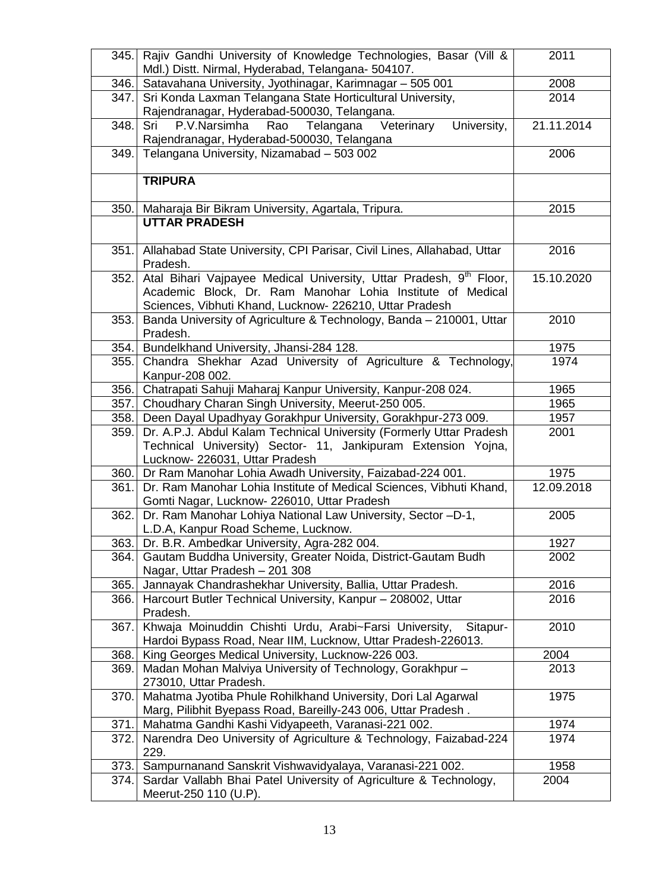| | | |
|---|---|---|
| 345. | Rajiv Gandhi University of Knowledge Technologies, Basar (Vill & Mdl.) Distt. Nirmal, Hyderabad, Telangana- 504107. | 2011 |
| 346. | Satavahana University, Jyothinagar, Karimnagar – 505 001 | 2008 |
| 347. | Sri Konda Laxman Telangana State Horticultural University, Rajendranagar, Hyderabad-500030, Telangana. | 2014 |
| 348. | Sri P.V.Narsimha Rao Telangana Veterinary University, Rajendranagar, Hyderabad-500030, Telangana | 21.11.2014 |
| 349. | Telangana University, Nizamabad – 503 002 | 2006 |
| | **TRIPURA** | |
| 350. | Maharaja Bir Bikram University, Agartala, Tripura. | 2015 |
| | **UTTAR PRADESH** | |
| 351. | Allahabad State University, CPI Parisar, Civil Lines, Allahabad, Uttar Pradesh. | 2016 |
| 352. | Atal Bihari Vajpayee Medical University, Uttar Pradesh, 9th Floor, Academic Block, Dr. Ram Manohar Lohia Institute of Medical Sciences, Vibhuti Khand, Lucknow- 226210, Uttar Pradesh | 15.10.2020 |
| 353. | Banda University of Agriculture & Technology, Banda – 210001, Uttar Pradesh. | 2010 |
| 354. | Bundelkhand University, Jhansi-284 128. | 1975 |
| 355. | Chandra Shekhar Azad University of Agriculture & Technology, Kanpur-208 002. | 1974 |
| 356. | Chatrapati Sahuji Maharaj Kanpur University, Kanpur-208 024. | 1965 |
| 357. | Choudhary Charan Singh University, Meerut-250 005. | 1965 |
| 358. | Deen Dayal Upadhyay Gorakhpur University, Gorakhpur-273 009. | 1957 |
| 359. | Dr. A.P.J. Abdul Kalam Technical University (Formerly Uttar Pradesh Technical University) Sector- 11, Jankipuram Extension Yojna, Lucknow- 226031, Uttar Pradesh | 2001 |
| 360. | Dr Ram Manohar Lohia Awadh University, Faizabad-224 001. | 1975 |
| 361. | Dr. Ram Manohar Lohia Institute of Medical Sciences, Vibhuti Khand, Gomti Nagar, Lucknow- 226010, Uttar Pradesh | 12.09.2018 |
| 362. | Dr. Ram Manohar Lohiya National Law University, Sector –D-1, L.D.A, Kanpur Road Scheme, Lucknow. | 2005 |
| 363. | Dr. B.R. Ambedkar University, Agra-282 004. | 1927 |
| 364. | Gautam Buddha University, Greater Noida, District-Gautam Budh Nagar, Uttar Pradesh – 201 308 | 2002 |
| 365. | Jannayak Chandrashekhar University, Ballia, Uttar Pradesh. | 2016 |
| 366. | Harcourt Butler Technical University, Kanpur – 208002, Uttar Pradesh. | 2016 |
| 367. | Khwaja Moinuddin Chishti Urdu, Arabi~Farsi University, Sitapur-Hardoi Bypass Road, Near IIM, Lucknow, Uttar Pradesh-226013. | 2010 |
| 368. | King Georges Medical University, Lucknow-226 003. | 2004 |
| 369. | Madan Mohan Malviya University of Technology, Gorakhpur – 273010, Uttar Pradesh. | 2013 |
| 370. | Mahatma Jyotiba Phule Rohilkhand University, Dori Lal Agarwal Marg, Pilibhit Byepass Road, Bareilly-243 006, Uttar Pradesh . | 1975 |
| 371. | Mahatma Gandhi Kashi Vidyapeeth, Varanasi-221 002. | 1974 |
| 372. | Narendra Deo University of Agriculture & Technology, Faizabad-224 229. | 1974 |
| 373. | Sampurnanand Sanskrit Vishwavidyalaya, Varanasi-221 002. | 1958 |
| 374. | Sardar Vallabh Bhai Patel University of Agriculture & Technology, Meerut-250 110 (U.P). | 2004 |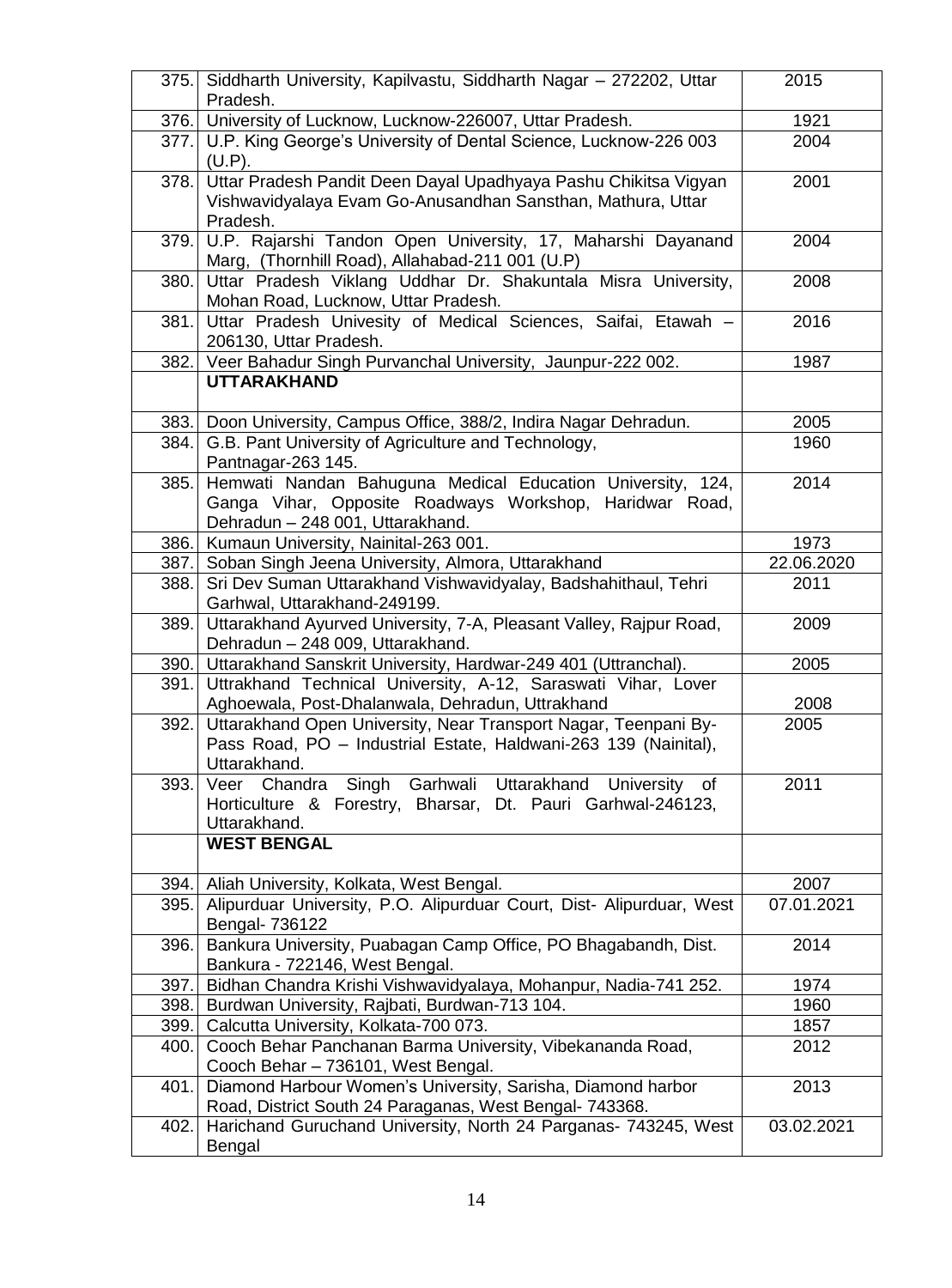| | | |
|---|---|---|
| 375. | Siddharth University, Kapilvastu, Siddharth Nagar – 272202, Uttar Pradesh. | 2015 |
| 376. | University of Lucknow, Lucknow-226007, Uttar Pradesh. | 1921 |
| 377. | U.P. King George's University of Dental Science, Lucknow-226 003 (U.P). | 2004 |
| 378. | Uttar Pradesh Pandit Deen Dayal Upadhyaya Pashu Chikitsa Vigyan Vishwavidyalaya Evam Go-Anusandhan Sansthan, Mathura, Uttar Pradesh. | 2001 |
| 379. | U.P. Rajarshi Tandon Open University, 17, Maharshi Dayanand Marg, (Thornhill Road), Allahabad-211 001 (U.P) | 2004 |
| 380. | Uttar Pradesh Viklang Uddhar Dr. Shakuntala Misra University, Mohan Road, Lucknow, Uttar Pradesh. | 2008 |
| 381. | Uttar Pradesh Univesity of Medical Sciences, Saifai, Etawah – 206130, Uttar Pradesh. | 2016 |
| 382. | Veer Bahadur Singh Purvanchal University, Jaunpur-222 002. | 1987 |
| | **UTTARAKHAND** | |
| 383. | Doon University, Campus Office, 388/2, Indira Nagar Dehradun. | 2005 |
| 384. | G.B. Pant University of Agriculture and Technology, Pantnagar-263 145. | 1960 |
| 385. | Hemwati Nandan Bahuguna Medical Education University, 124, Ganga Vihar, Opposite Roadways Workshop, Haridwar Road, Dehradun – 248 001, Uttarakhand. | 2014 |
| 386. | Kumaun University, Nainital-263 001. | 1973 |
| 387. | Soban Singh Jeena University, Almora, Uttarakhand | 22.06.2020 |
| 388. | Sri Dev Suman Uttarakhand Vishwavidyalay, Badshahithaul, Tehri Garhwal, Uttarakhand-249199. | 2011 |
| 389. | Uttarakhand Ayurved University, 7-A, Pleasant Valley, Rajpur Road, Dehradun – 248 009, Uttarakhand. | 2009 |
| 390. | Uttarakhand Sanskrit University, Hardwar-249 401 (Uttranchal). | 2005 |
| 391. | Uttrakhand Technical University, A-12, Saraswati Vihar, Lover Aghoewala, Post-Dhalanwala, Dehradun, Uttrakhand | 2008 |
| 392. | Uttarakhand Open University, Near Transport Nagar, Teenpani By-Pass Road, PO – Industrial Estate, Haldwani-263 139 (Nainital), Uttarakhand. | 2005 |
| 393. | Veer Chandra Singh Garhwali Uttarakhand University of Horticulture & Forestry, Bharsar, Dt. Pauri Garhwal-246123, Uttarakhand. | 2011 |
| | **WEST BENGAL** | |
| 394. | Aliah University, Kolkata, West Bengal. | 2007 |
| 395. | Alipurduar University, P.O. Alipurduar Court, Dist- Alipurduar, West Bengal- 736122 | 07.01.2021 |
| 396. | Bankura University, Puabagan Camp Office, PO Bhagabandh, Dist. Bankura - 722146, West Bengal. | 2014 |
| 397. | Bidhan Chandra Krishi Vishwavidyalaya, Mohanpur, Nadia-741 252. | 1974 |
| 398. | Burdwan University, Rajbati, Burdwan-713 104. | 1960 |
| 399. | Calcutta University, Kolkata-700 073. | 1857 |
| 400. | Cooch Behar Panchanan Barma University, Vibekananda Road, Cooch Behar – 736101, West Bengal. | 2012 |
| 401. | Diamond Harbour Women's University, Sarisha, Diamond harbor Road, District South 24 Paraganas, West Bengal- 743368. | 2013 |
| 402. | Harichand Guruchand University, North 24 Parganas- 743245, West Bengal | 03.02.2021 |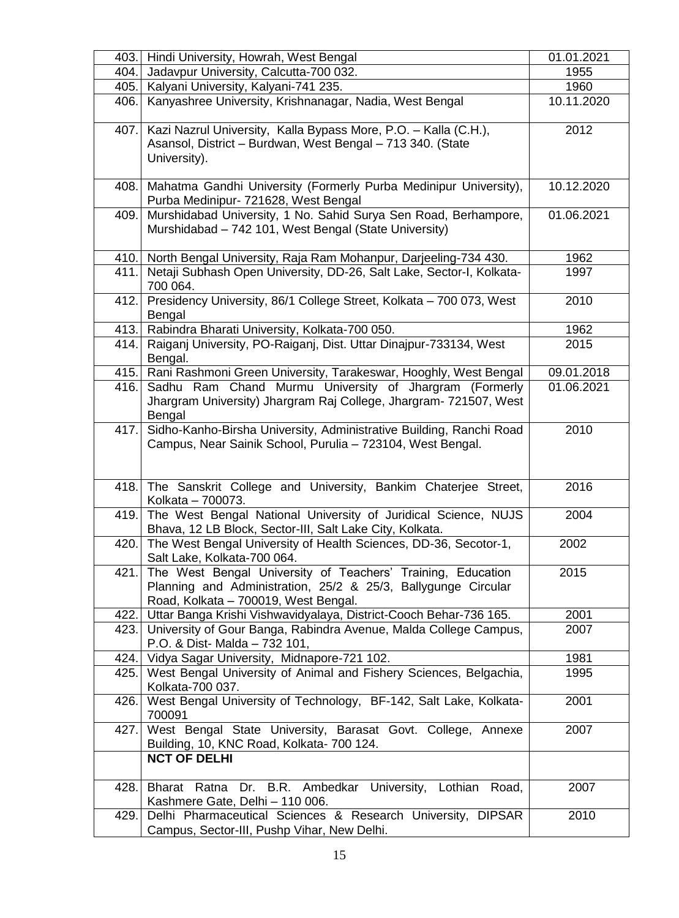| | | |
|---|---|---|
| 403. | Hindi University, Howrah, West Bengal | 01.01.2021 |
| 404. | Jadavpur University, Calcutta-700 032. | 1955 |
| 405. | Kalyani University, Kalyani-741 235. | 1960 |
| 406. | Kanyashree University, Krishnanagar, Nadia, West Bengal | 10.11.2020 |
| 407. | Kazi Nazrul University, Kalla Bypass More, P.O. – Kalla (C.H.), Asansol, District – Burdwan, West Bengal – 713 340. (State University). | 2012 |
| 408. | Mahatma Gandhi University (Formerly Purba Medinipur University), Purba Medinipur- 721628, West Bengal | 10.12.2020 |
| 409. | Murshidabad University, 1 No. Sahid Surya Sen Road, Berhampore, Murshidabad – 742 101, West Bengal (State University) | 01.06.2021 |
| 410. | North Bengal University, Raja Ram Mohanpur, Darjeeling-734 430. | 1962 |
| 411. | Netaji Subhash Open University, DD-26, Salt Lake, Sector-I, Kolkata-700 064. | 1997 |
| 412. | Presidency University, 86/1 College Street, Kolkata – 700 073, West Bengal | 2010 |
| 413. | Rabindra Bharati University, Kolkata-700 050. | 1962 |
| 414. | Raiganj University, PO-Raiganj, Dist. Uttar Dinajpur-733134, West Bengal. | 2015 |
| 415. | Rani Rashmoni Green University, Tarakeswar, Hooghly, West Bengal | 09.01.2018 |
| 416. | Sadhu Ram Chand Murmu University of Jhargram (Formerly Jhargram University) Jhargram Raj College, Jhargram- 721507, West Bengal | 01.06.2021 |
| 417. | Sidho-Kanho-Birsha University, Administrative Building, Ranchi Road Campus, Near Sainik School, Purulia – 723104, West Bengal. | 2010 |
| 418. | The Sanskrit College and University, Bankim Chaterjee Street, Kolkata – 700073. | 2016 |
| 419. | The West Bengal National University of Juridical Science, NUJS Bhava, 12 LB Block, Sector-III, Salt Lake City, Kolkata. | 2004 |
| 420. | The West Bengal University of Health Sciences, DD-36, Secotor-1, Salt Lake, Kolkata-700 064. | 2002 |
| 421. | The West Bengal University of Teachers' Training, Education Planning and Administration, 25/2 & 25/3, Ballygunge Circular Road, Kolkata – 700019, West Bengal. | 2015 |
| 422. | Uttar Banga Krishi Vishwavidyalaya, District-Cooch Behar-736 165. | 2001 |
| 423. | University of Gour Banga, Rabindra Avenue, Malda College Campus, P.O. & Dist- Malda – 732 101, | 2007 |
| 424. | Vidya Sagar University, Midnapore-721 102. | 1981 |
| 425. | West Bengal University of Animal and Fishery Sciences, Belgachia, Kolkata-700 037. | 1995 |
| 426. | West Bengal University of Technology, BF-142, Salt Lake, Kolkata-700091 | 2001 |
| 427. | West Bengal State University, Barasat Govt. College, Annexe Building, 10, KNC Road, Kolkata- 700 124. | 2007 |
| | **NCT OF DELHI** | |
| 428. | Bharat Ratna Dr. B.R. Ambedkar University, Lothian Road, Kashmere Gate, Delhi – 110 006. | 2007 |
| 429. | Delhi Pharmaceutical Sciences & Research University, DIPSAR Campus, Sector-III, Pushp Vihar, New Delhi. | 2010 |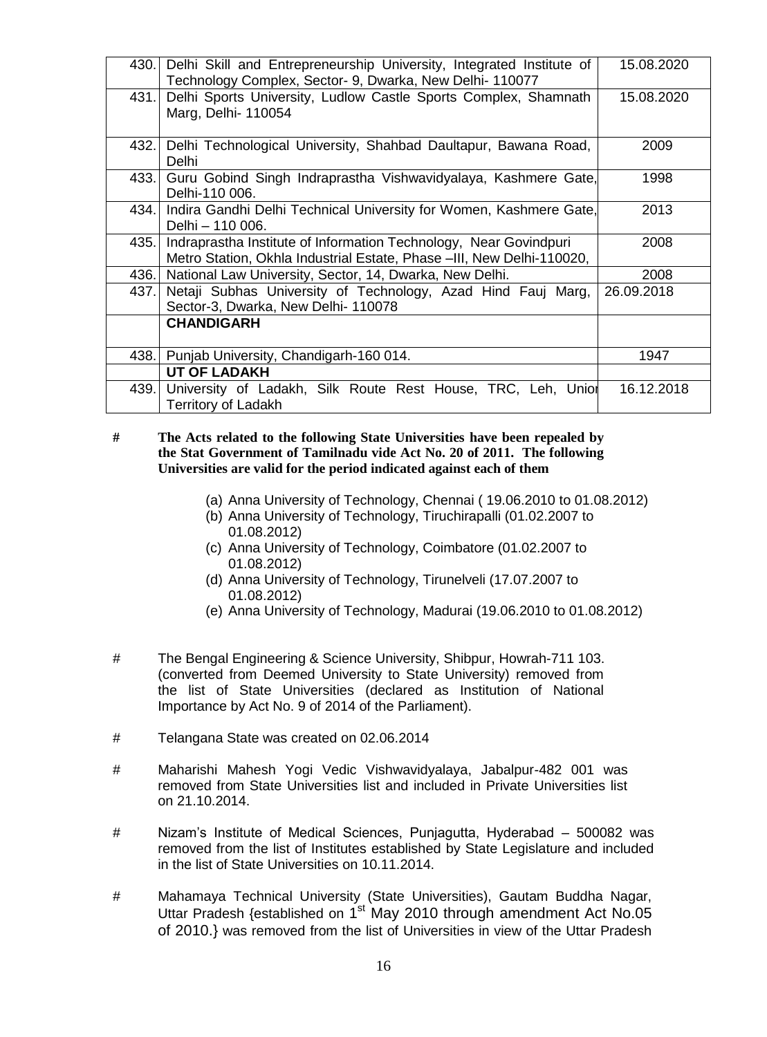| | | |
|---|---|---|
| 430. | Delhi Skill and Entrepreneurship University, Integrated Institute of Technology Complex, Sector- 9, Dwarka, New Delhi- 110077 | 15.08.2020 |
| 431. | Delhi Sports University, Ludlow Castle Sports Complex, Shamnath Marg, Delhi- 110054 | 15.08.2020 |
| 432. | Delhi Technological University, Shahbad Daultapur, Bawana Road, Delhi | 2009 |
| 433. | Guru Gobind Singh Indraprastha Vishwavidyalaya, Kashmere Gate, Delhi-110 006. | 1998 |
| 434. | Indira Gandhi Delhi Technical University for Women, Kashmere Gate, Delhi – 110 006. | 2013 |
| 435. | Indraprastha Institute of Information Technology, Near Govindpuri Metro Station, Okhla Industrial Estate, Phase –III, New Delhi-110020, | 2008 |
| 436. | National Law University, Sector, 14, Dwarka, New Delhi. | 2008 |
| 437. | Netaji Subhas University of Technology, Azad Hind Fauj Marg, Sector-3, Dwarka, New Delhi- 110078 | 26.09.2018 |
| | **CHANDIGARH** | |
| 438. | Punjab University, Chandigarh-160 014. | 1947 |
| | **UT OF LADAKH** | |
| 439. | University of Ladakh, Silk Route Rest House, TRC, Leh, Union Territory of Ladakh | 16.12.2018 |

**# The Acts related to the following State Universities have been repealed by the Stat Government of Tamilnadu vide Act No. 20 of 2011. The following Universities are valid for the period indicated against each of them**

(a) Anna University of Technology, Chennai ( 19.06.2010 to 01.08.2012)
(b) Anna University of Technology, Tiruchirapalli (01.02.2007 to 01.08.2012)
(c) Anna University of Technology, Coimbatore (01.02.2007 to 01.08.2012)
(d) Anna University of Technology, Tirunelveli (17.07.2007 to 01.08.2012)
(e) Anna University of Technology, Madurai (19.06.2010 to 01.08.2012)

# The Bengal Engineering & Science University, Shibpur, Howrah-711 103. (converted from Deemed University to State University) removed from the list of State Universities (declared as Institution of National Importance by Act No. 9 of 2014 of the Parliament).

# Telangana State was created on 02.06.2014

# Maharishi Mahesh Yogi Vedic Vishwavidyalaya, Jabalpur-482 001 was removed from State Universities list and included in Private Universities list on 21.10.2014.

# Nizam's Institute of Medical Sciences, Punjagutta, Hyderabad – 500082 was removed from the list of Institutes established by State Legislature and included in the list of State Universities on 10.11.2014.

# Mahamaya Technical University (State Universities), Gautam Buddha Nagar, Uttar Pradesh {established on 1st May 2010 through amendment Act No.05 of 2010.} was removed from the list of Universities in view of the Uttar Pradesh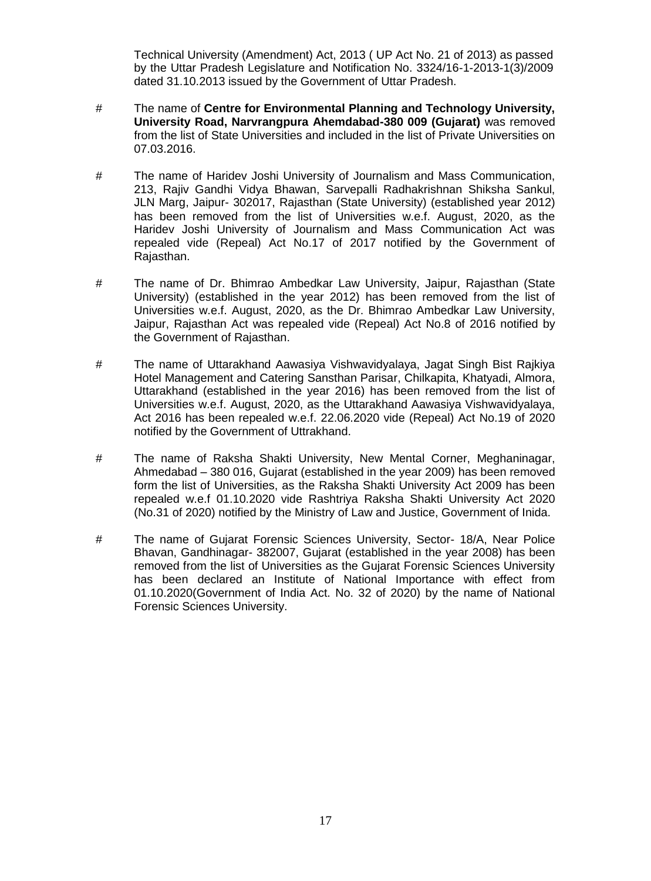Technical University (Amendment) Act, 2013 ( UP Act No. 21 of 2013) as passed by the Uttar Pradesh Legislature and Notification No. 3324/16-1-2013-1(3)/2009 dated 31.10.2013 issued by the Government of Uttar Pradesh.

# The name of **Centre for Environmental Planning and Technology University, University Road, Narvrangpura Ahemdabad-380 009 (Gujarat)** was removed from the list of State Universities and included in the list of Private Universities on 07.03.2016.

# The name of Haridev Joshi University of Journalism and Mass Communication, 213, Rajiv Gandhi Vidya Bhawan, Sarvepalli Radhakrishnan Shiksha Sankul, JLN Marg, Jaipur- 302017, Rajasthan (State University) (established year 2012) has been removed from the list of Universities w.e.f. August, 2020, as the Haridev Joshi University of Journalism and Mass Communication Act was repealed vide (Repeal) Act No.17 of 2017 notified by the Government of Rajasthan.

# The name of Dr. Bhimrao Ambedkar Law University, Jaipur, Rajasthan (State University) (established in the year 2012) has been removed from the list of Universities w.e.f. August, 2020, as the Dr. Bhimrao Ambedkar Law University, Jaipur, Rajasthan Act was repealed vide (Repeal) Act No.8 of 2016 notified by the Government of Rajasthan.

# The name of Uttarakhand Aawasiya Vishwavidyalaya, Jagat Singh Bist Rajkiya Hotel Management and Catering Sansthan Parisar, Chilkapita, Khatyadi, Almora, Uttarakhand (established in the year 2016) has been removed from the list of Universities w.e.f. August, 2020, as the Uttarakhand Aawasiya Vishwavidyalaya, Act 2016 has been repealed w.e.f. 22.06.2020 vide (Repeal) Act No.19 of 2020 notified by the Government of Uttrakhand.

# The name of Raksha Shakti University, New Mental Corner, Meghaninagar, Ahmedabad – 380 016, Gujarat (established in the year 2009) has been removed form the list of Universities, as the Raksha Shakti University Act 2009 has been repealed w.e.f 01.10.2020 vide Rashtriya Raksha Shakti University Act 2020 (No.31 of 2020) notified by the Ministry of Law and Justice, Government of Inida.

# The name of Gujarat Forensic Sciences University, Sector- 18/A, Near Police Bhavan, Gandhinagar- 382007, Gujarat (established in the year 2008) has been removed from the list of Universities as the Gujarat Forensic Sciences University has been declared an Institute of National Importance with effect from 01.10.2020(Government of India Act. No. 32 of 2020) by the name of National Forensic Sciences University.